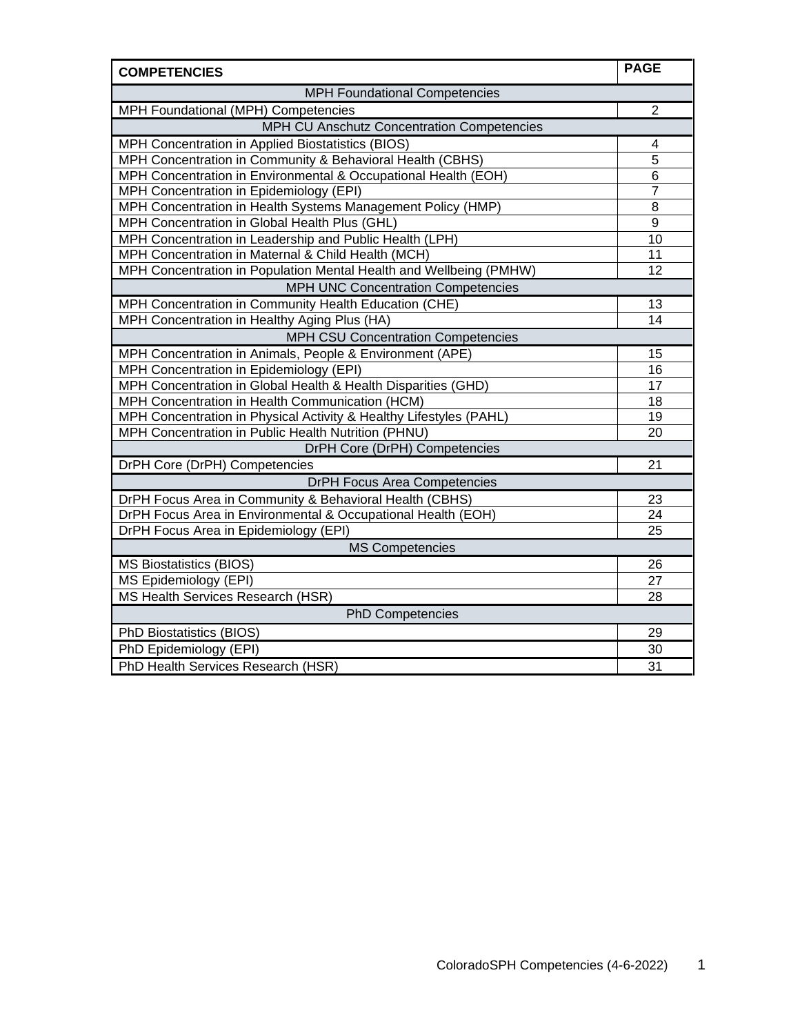| COMPETENCIES | PAGE |
|---|---|
| MPH Foundational Competencies | |
| MPH Foundational (MPH) Competencies | 2 |
| MPH CU Anschutz Concentration Competencies | |
| MPH Concentration in Applied Biostatistics (BIOS) | 4 |
| MPH Concentration in Community & Behavioral Health (CBHS) | 5 |
| MPH Concentration in Environmental & Occupational Health (EOH) | 6 |
| MPH Concentration in Epidemiology (EPI) | 7 |
| MPH Concentration in Health Systems Management Policy (HMP) | 8 |
| MPH Concentration in Global Health Plus (GHL) | 9 |
| MPH Concentration in Leadership and Public Health (LPH) | 10 |
| MPH Concentration in Maternal & Child Health (MCH) | 11 |
| MPH Concentration in Population Mental Health and Wellbeing (PMHW) | 12 |
| MPH UNC Concentration Competencies | |
| MPH Concentration in Community Health Education (CHE) | 13 |
| MPH Concentration in Healthy Aging Plus (HA) | 14 |
| MPH CSU Concentration Competencies | |
| MPH Concentration in Animals, People & Environment (APE) | 15 |
| MPH Concentration in Epidemiology (EPI) | 16 |
| MPH Concentration in Global Health & Health Disparities (GHD) | 17 |
| MPH Concentration in Health Communication (HCM) | 18 |
| MPH Concentration in Physical Activity & Healthy Lifestyles (PAHL) | 19 |
| MPH Concentration in Public Health Nutrition (PHNU) | 20 |
| DrPH Core (DrPH) Competencies | |
| DrPH Core (DrPH) Competencies | 21 |
| DrPH Focus Area Competencies | |
| DrPH Focus Area in Community & Behavioral Health (CBHS) | 23 |
| DrPH Focus Area in Environmental & Occupational Health (EOH) | 24 |
| DrPH Focus Area in Epidemiology (EPI) | 25 |
| MS Competencies | |
| MS Biostatistics (BIOS) | 26 |
| MS Epidemiology (EPI) | 27 |
| MS Health Services Research (HSR) | 28 |
| PhD Competencies | |
| PhD Biostatistics (BIOS) | 29 |
| PhD Epidemiology (EPI) | 30 |
| PhD Health Services Research (HSR) | 31 |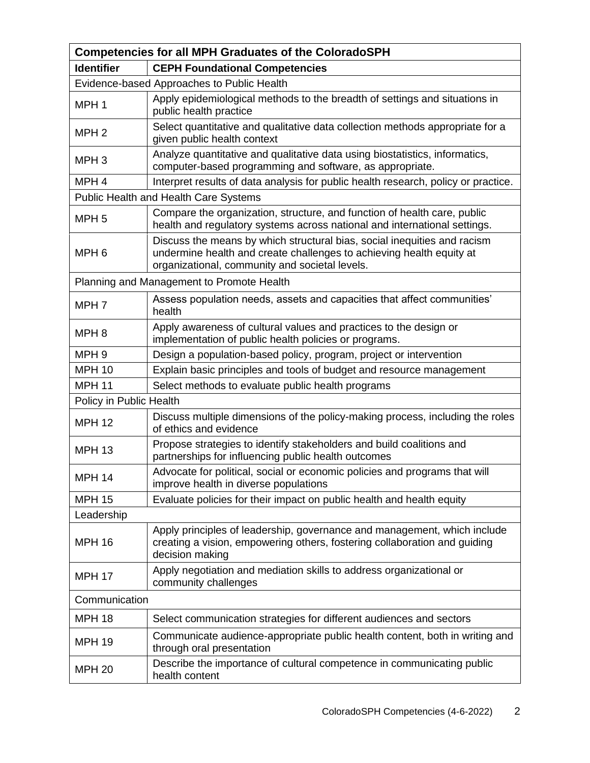| Competencies for all MPH Graduates of the ColoradoSPH | |
|---|---|
| **Identifier** | **CEPH Foundational Competencies** |
| Evidence-based Approaches to Public Health | |
| MPH 1 | Apply epidemiological methods to the breadth of settings and situations in public health practice |
| MPH 2 | Select quantitative and qualitative data collection methods appropriate for a given public health context |
| MPH 3 | Analyze quantitative and qualitative data using biostatistics, informatics, computer-based programming and software, as appropriate. |
| MPH 4 | Interpret results of data analysis for public health research, policy or practice. |
| Public Health and Health Care Systems | |
| MPH 5 | Compare the organization, structure, and function of health care, public health and regulatory systems across national and international settings. |
| MPH 6 | Discuss the means by which structural bias, social inequities and racism undermine health and create challenges to achieving health equity at organizational, community and societal levels. |
| Planning and Management to Promote Health | |
| MPH 7 | Assess population needs, assets and capacities that affect communities' health |
| MPH 8 | Apply awareness of cultural values and practices to the design or implementation of public health policies or programs. |
| MPH 9 | Design a population-based policy, program, project or intervention |
| MPH 10 | Explain basic principles and tools of budget and resource management |
| MPH 11 | Select methods to evaluate public health programs |
| Policy in Public Health | |
| MPH 12 | Discuss multiple dimensions of the policy-making process, including the roles of ethics and evidence |
| MPH 13 | Propose strategies to identify stakeholders and build coalitions and partnerships for influencing public health outcomes |
| MPH 14 | Advocate for political, social or economic policies and programs that will improve health in diverse populations |
| MPH 15 | Evaluate policies for their impact on public health and health equity |
| Leadership | |
| MPH 16 | Apply principles of leadership, governance and management, which include creating a vision, empowering others, fostering collaboration and guiding decision making |
| MPH 17 | Apply negotiation and mediation skills to address organizational or community challenges |
| Communication | |
| MPH 18 | Select communication strategies for different audiences and sectors |
| MPH 19 | Communicate audience-appropriate public health content, both in writing and through oral presentation |
| MPH 20 | Describe the importance of cultural competence in communicating public health content |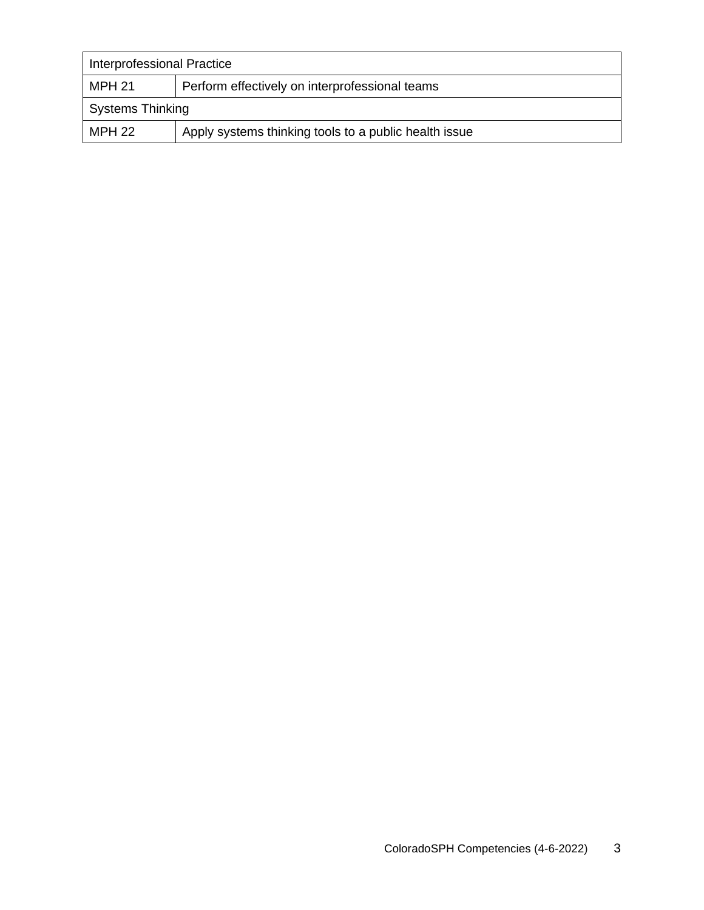| Interprofessional Practice | |
| --- | --- |
| MPH 21 | Perform effectively on interprofessional teams |
| Systems Thinking | |
| MPH 22 | Apply systems thinking tools to a public health issue |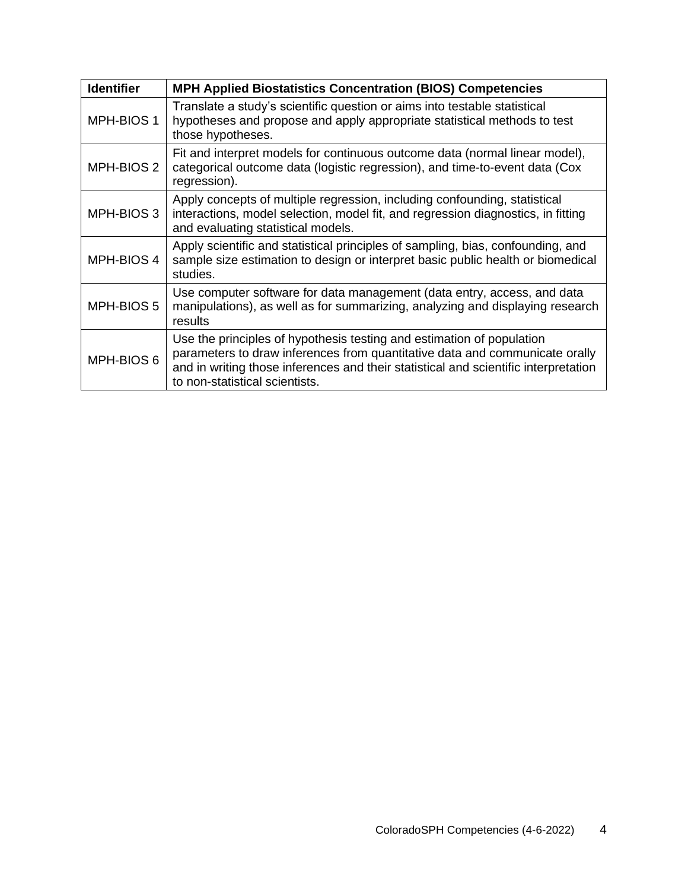| **Identifier** | **MPH Applied Biostatistics Concentration (BIOS) Competencies** |
| --- | --- |
| MPH-BIOS 1 | Translate a study's scientific question or aims into testable statistical hypotheses and propose and apply appropriate statistical methods to test those hypotheses. |
| MPH-BIOS 2 | Fit and interpret models for continuous outcome data (normal linear model), categorical outcome data (logistic regression), and time-to-event data (Cox regression). |
| MPH-BIOS 3 | Apply concepts of multiple regression, including confounding, statistical interactions, model selection, model fit, and regression diagnostics, in fitting and evaluating statistical models. |
| MPH-BIOS 4 | Apply scientific and statistical principles of sampling, bias, confounding, and sample size estimation to design or interpret basic public health or biomedical studies. |
| MPH-BIOS 5 | Use computer software for data management (data entry, access, and data manipulations), as well as for summarizing, analyzing and displaying research results |
| MPH-BIOS 6 | Use the principles of hypothesis testing and estimation of population parameters to draw inferences from quantitative data and communicate orally and in writing those inferences and their statistical and scientific interpretation to non-statistical scientists. |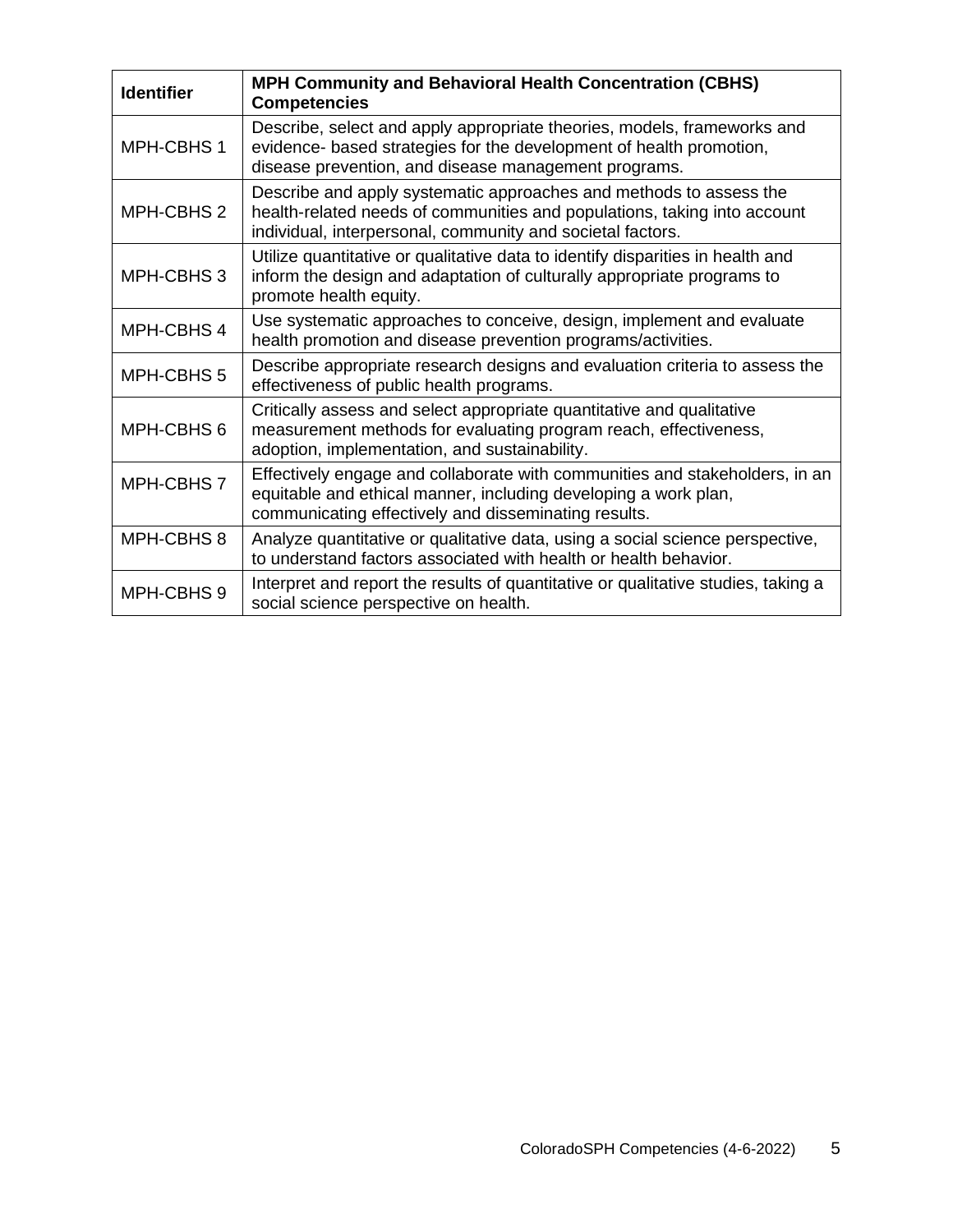| Identifier | MPH Community and Behavioral Health Concentration (CBHS) Competencies |
|---|---|
| MPH-CBHS 1 | Describe, select and apply appropriate theories, models, frameworks and evidence- based strategies for the development of health promotion, disease prevention, and disease management programs. |
| MPH-CBHS 2 | Describe and apply systematic approaches and methods to assess the health-related needs of communities and populations, taking into account individual, interpersonal, community and societal factors. |
| MPH-CBHS 3 | Utilize quantitative or qualitative data to identify disparities in health and inform the design and adaptation of culturally appropriate programs to promote health equity. |
| MPH-CBHS 4 | Use systematic approaches to conceive, design, implement and evaluate health promotion and disease prevention programs/activities. |
| MPH-CBHS 5 | Describe appropriate research designs and evaluation criteria to assess the effectiveness of public health programs. |
| MPH-CBHS 6 | Critically assess and select appropriate quantitative and qualitative measurement methods for evaluating program reach, effectiveness, adoption, implementation, and sustainability. |
| MPH-CBHS 7 | Effectively engage and collaborate with communities and stakeholders, in an equitable and ethical manner, including developing a work plan, communicating effectively and disseminating results. |
| MPH-CBHS 8 | Analyze quantitative or qualitative data, using a social science perspective, to understand factors associated with health or health behavior. |
| MPH-CBHS 9 | Interpret and report the results of quantitative or qualitative studies, taking a social science perspective on health. |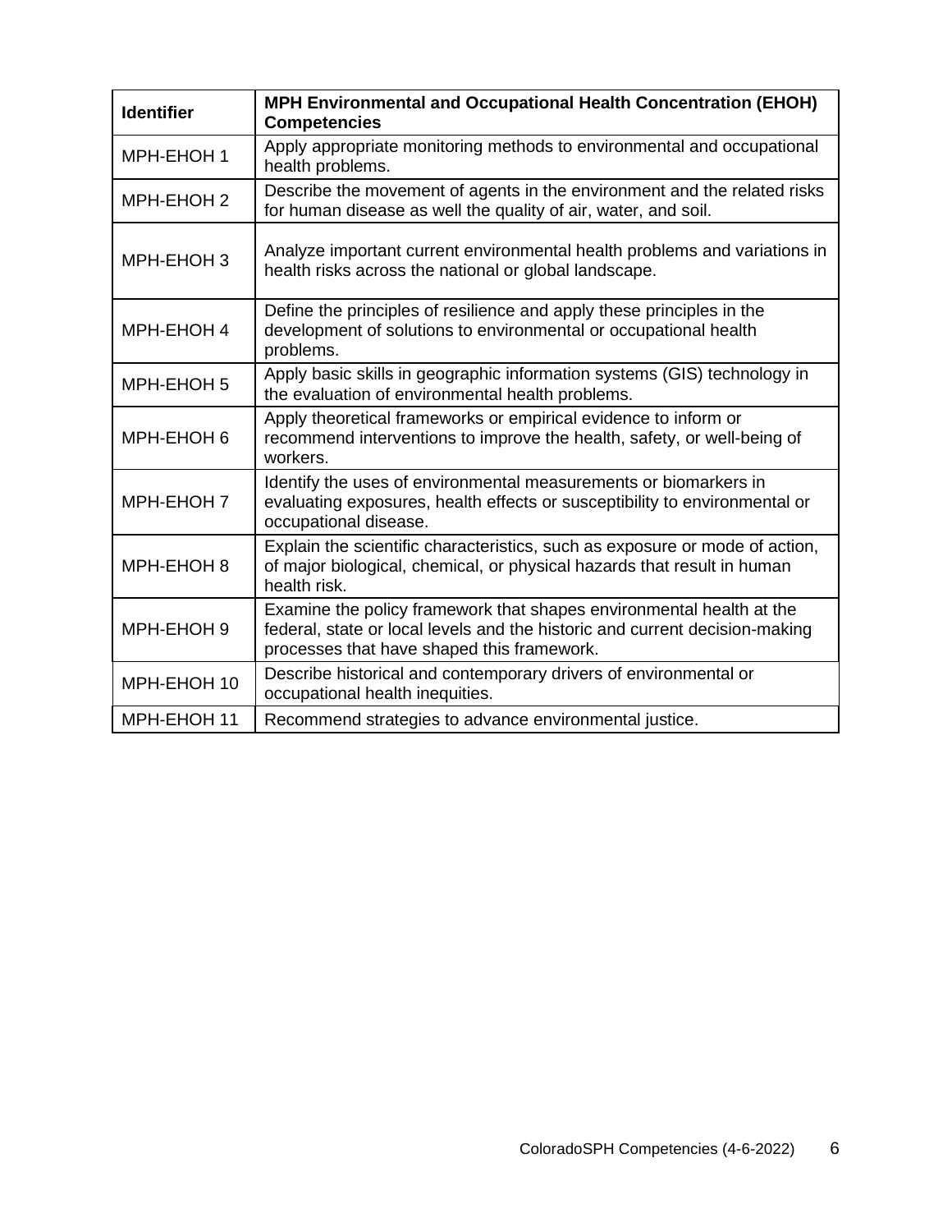| Identifier | MPH Environmental and Occupational Health Concentration (EHOH) Competencies |
| --- | --- |
| MPH-EHOH 1 | Apply appropriate monitoring methods to environmental and occupational health problems. |
| MPH-EHOH 2 | Describe the movement of agents in the environment and the related risks for human disease as well the quality of air, water, and soil. |
| MPH-EHOH 3 | Analyze important current environmental health problems and variations in health risks across the national or global landscape. |
| MPH-EHOH 4 | Define the principles of resilience and apply these principles in the development of solutions to environmental or occupational health problems. |
| MPH-EHOH 5 | Apply basic skills in geographic information systems (GIS) technology in the evaluation of environmental health problems. |
| MPH-EHOH 6 | Apply theoretical frameworks or empirical evidence to inform or recommend interventions to improve the health, safety, or well-being of workers. |
| MPH-EHOH 7 | Identify the uses of environmental measurements or biomarkers in evaluating exposures, health effects or susceptibility to environmental or occupational disease. |
| MPH-EHOH 8 | Explain the scientific characteristics, such as exposure or mode of action, of major biological, chemical, or physical hazards that result in human health risk. |
| MPH-EHOH 9 | Examine the policy framework that shapes environmental health at the federal, state or local levels and the historic and current decision-making processes that have shaped this framework. |
| MPH-EHOH 10 | Describe historical and contemporary drivers of environmental or occupational health inequities. |
| MPH-EHOH 11 | Recommend strategies to advance environmental justice. |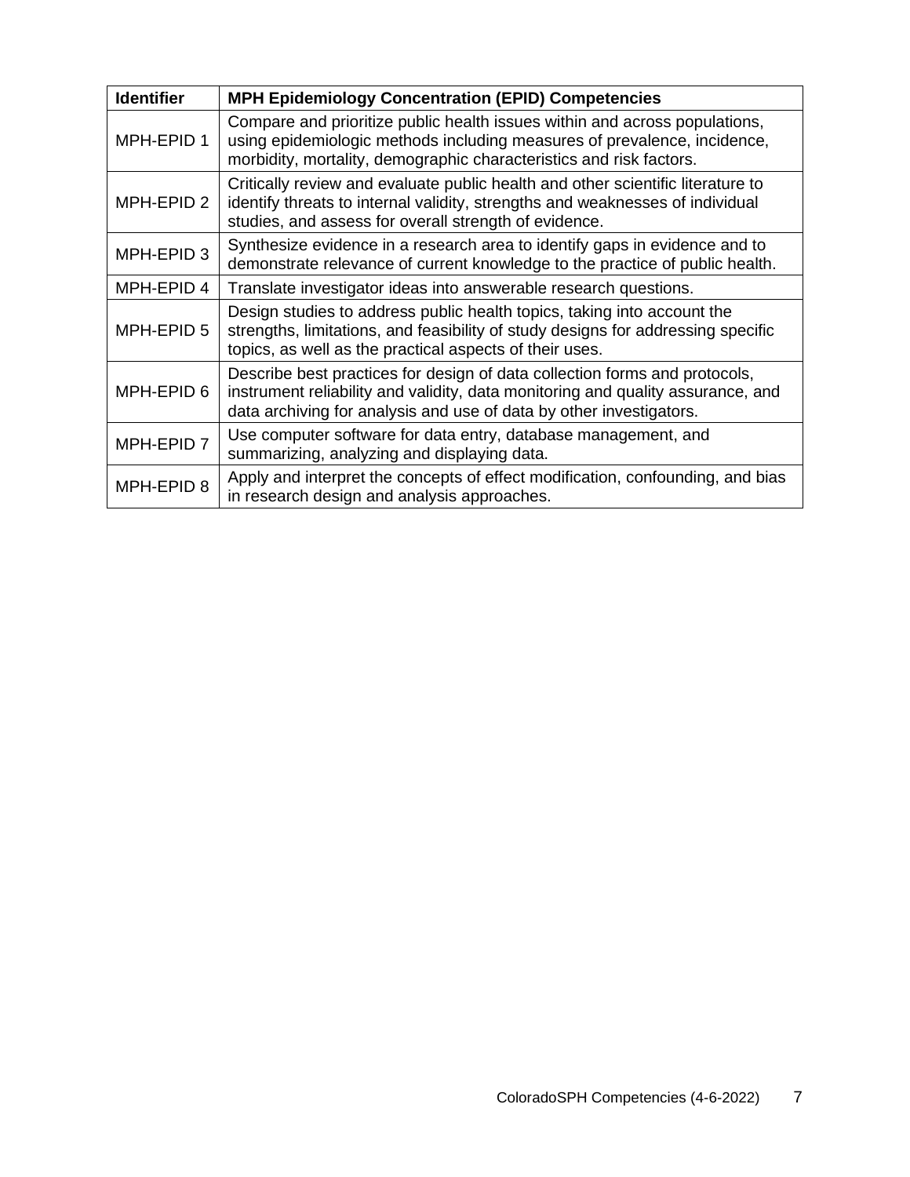| Identifier | MPH Epidemiology Concentration (EPID) Competencies |
|---|---|
| MPH-EPID 1 | Compare and prioritize public health issues within and across populations, using epidemiologic methods including measures of prevalence, incidence, morbidity, mortality, demographic characteristics and risk factors. |
| MPH-EPID 2 | Critically review and evaluate public health and other scientific literature to identify threats to internal validity, strengths and weaknesses of individual studies, and assess for overall strength of evidence. |
| MPH-EPID 3 | Synthesize evidence in a research area to identify gaps in evidence and to demonstrate relevance of current knowledge to the practice of public health. |
| MPH-EPID 4 | Translate investigator ideas into answerable research questions. |
| MPH-EPID 5 | Design studies to address public health topics, taking into account the strengths, limitations, and feasibility of study designs for addressing specific topics, as well as the practical aspects of their uses. |
| MPH-EPID 6 | Describe best practices for design of data collection forms and protocols, instrument reliability and validity, data monitoring and quality assurance, and data archiving for analysis and use of data by other investigators. |
| MPH-EPID 7 | Use computer software for data entry, database management, and summarizing, analyzing and displaying data. |
| MPH-EPID 8 | Apply and interpret the concepts of effect modification, confounding, and bias in research design and analysis approaches. |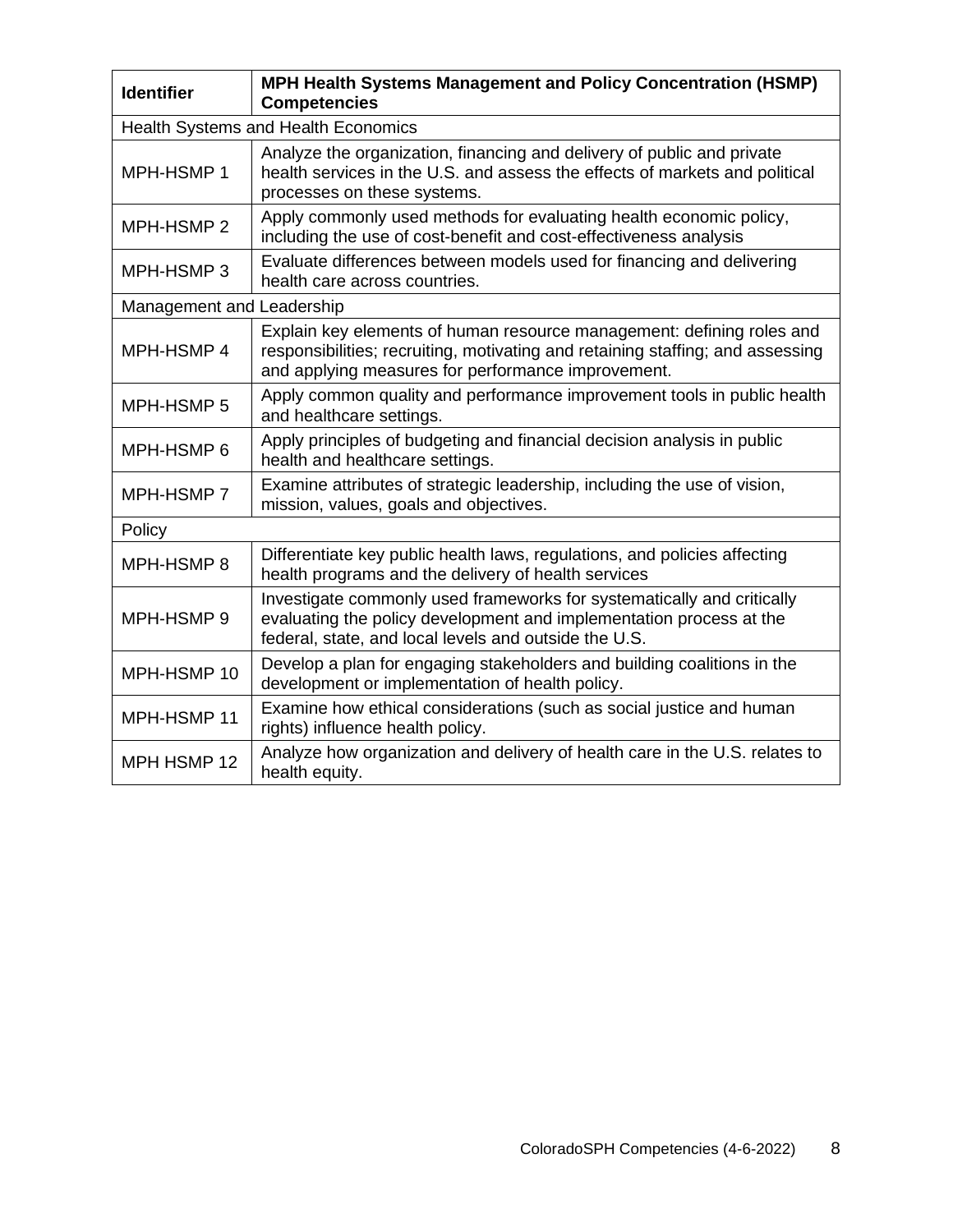| Identifier | MPH Health Systems Management and Policy Concentration (HSMP) Competencies |
| --- | --- |
| Health Systems and Health Economics | |
| MPH-HSMP 1 | Analyze the organization, financing and delivery of public and private health services in the U.S. and assess the effects of markets and political processes on these systems. |
| MPH-HSMP 2 | Apply commonly used methods for evaluating health economic policy, including the use of cost-benefit and cost-effectiveness analysis |
| MPH-HSMP 3 | Evaluate differences between models used for financing and delivering health care across countries. |
| Management and Leadership | |
| MPH-HSMP 4 | Explain key elements of human resource management: defining roles and responsibilities; recruiting, motivating and retaining staffing; and assessing and applying measures for performance improvement. |
| MPH-HSMP 5 | Apply common quality and performance improvement tools in public health and healthcare settings. |
| MPH-HSMP 6 | Apply principles of budgeting and financial decision analysis in public health and healthcare settings. |
| MPH-HSMP 7 | Examine attributes of strategic leadership, including the use of vision, mission, values, goals and objectives. |
| Policy | |
| MPH-HSMP 8 | Differentiate key public health laws, regulations, and policies affecting health programs and the delivery of health services |
| MPH-HSMP 9 | Investigate commonly used frameworks for systematically and critically evaluating the policy development and implementation process at the federal, state, and local levels and outside the U.S. |
| MPH-HSMP 10 | Develop a plan for engaging stakeholders and building coalitions in the development or implementation of health policy. |
| MPH-HSMP 11 | Examine how ethical considerations (such as social justice and human rights) influence health policy. |
| MPH HSMP 12 | Analyze how organization and delivery of health care in the U.S. relates to health equity. |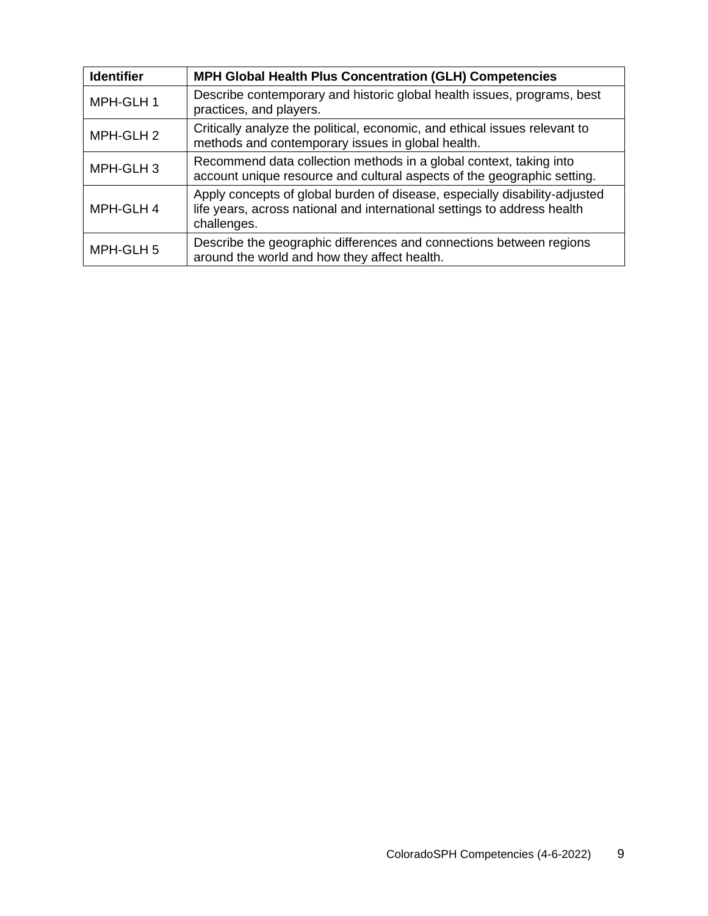| Identifier | MPH Global Health Plus Concentration (GLH) Competencies |
| --- | --- |
| MPH-GLH 1 | Describe contemporary and historic global health issues, programs, best practices, and players. |
| MPH-GLH 2 | Critically analyze the political, economic, and ethical issues relevant to methods and contemporary issues in global health. |
| MPH-GLH 3 | Recommend data collection methods in a global context, taking into account unique resource and cultural aspects of the geographic setting. |
| MPH-GLH 4 | Apply concepts of global burden of disease, especially disability-adjusted life years, across national and international settings to address health challenges. |
| MPH-GLH 5 | Describe the geographic differences and connections between regions around the world and how they affect health. |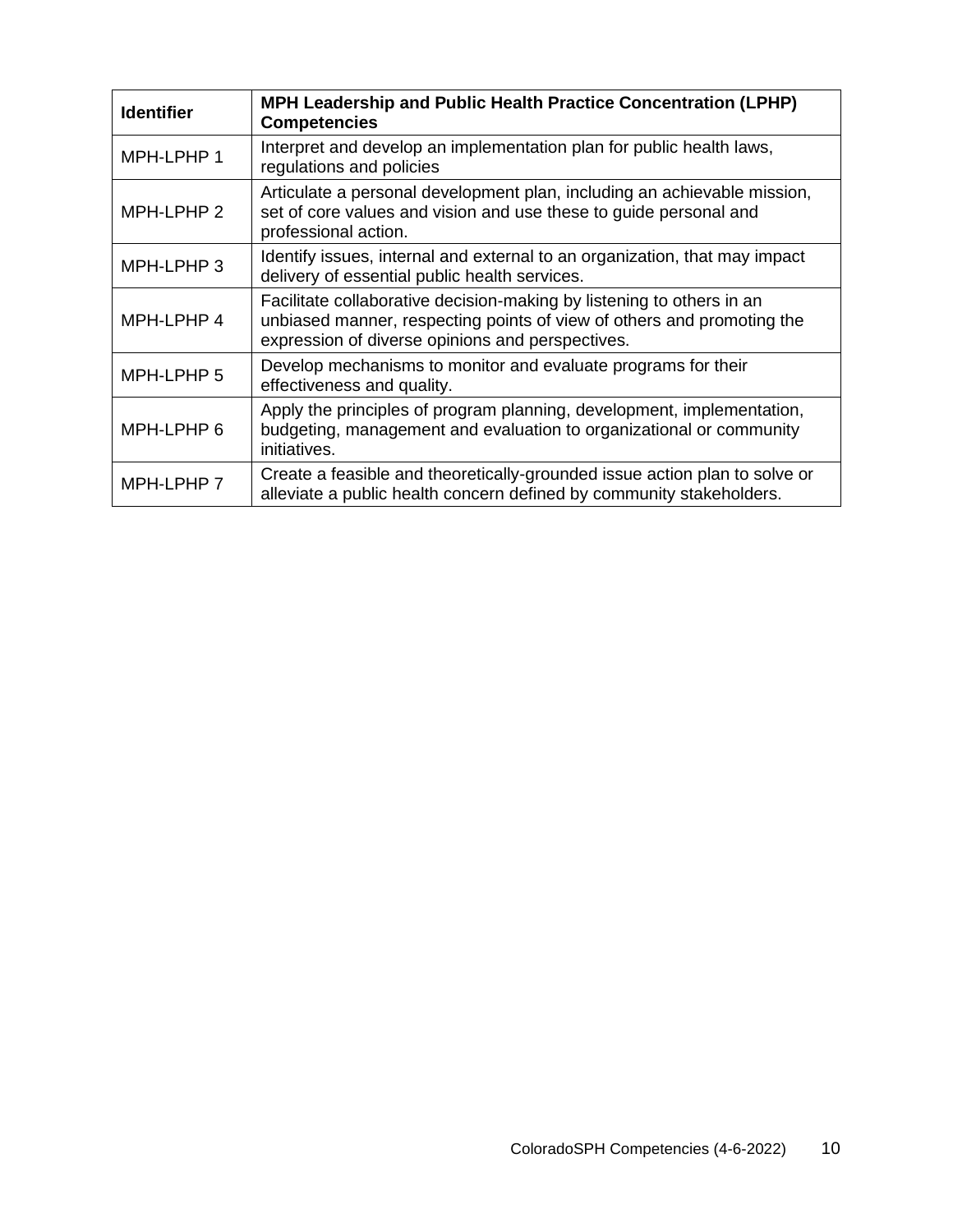| Identifier | MPH Leadership and Public Health Practice Concentration (LPHP) Competencies |
|---|---|
| MPH-LPHP 1 | Interpret and develop an implementation plan for public health laws, regulations and policies |
| MPH-LPHP 2 | Articulate a personal development plan, including an achievable mission, set of core values and vision and use these to guide personal and professional action. |
| MPH-LPHP 3 | Identify issues, internal and external to an organization, that may impact delivery of essential public health services. |
| MPH-LPHP 4 | Facilitate collaborative decision-making by listening to others in an unbiased manner, respecting points of view of others and promoting the expression of diverse opinions and perspectives. |
| MPH-LPHP 5 | Develop mechanisms to monitor and evaluate programs for their effectiveness and quality. |
| MPH-LPHP 6 | Apply the principles of program planning, development, implementation, budgeting, management and evaluation to organizational or community initiatives. |
| MPH-LPHP 7 | Create a feasible and theoretically-grounded issue action plan to solve or alleviate a public health concern defined by community stakeholders. |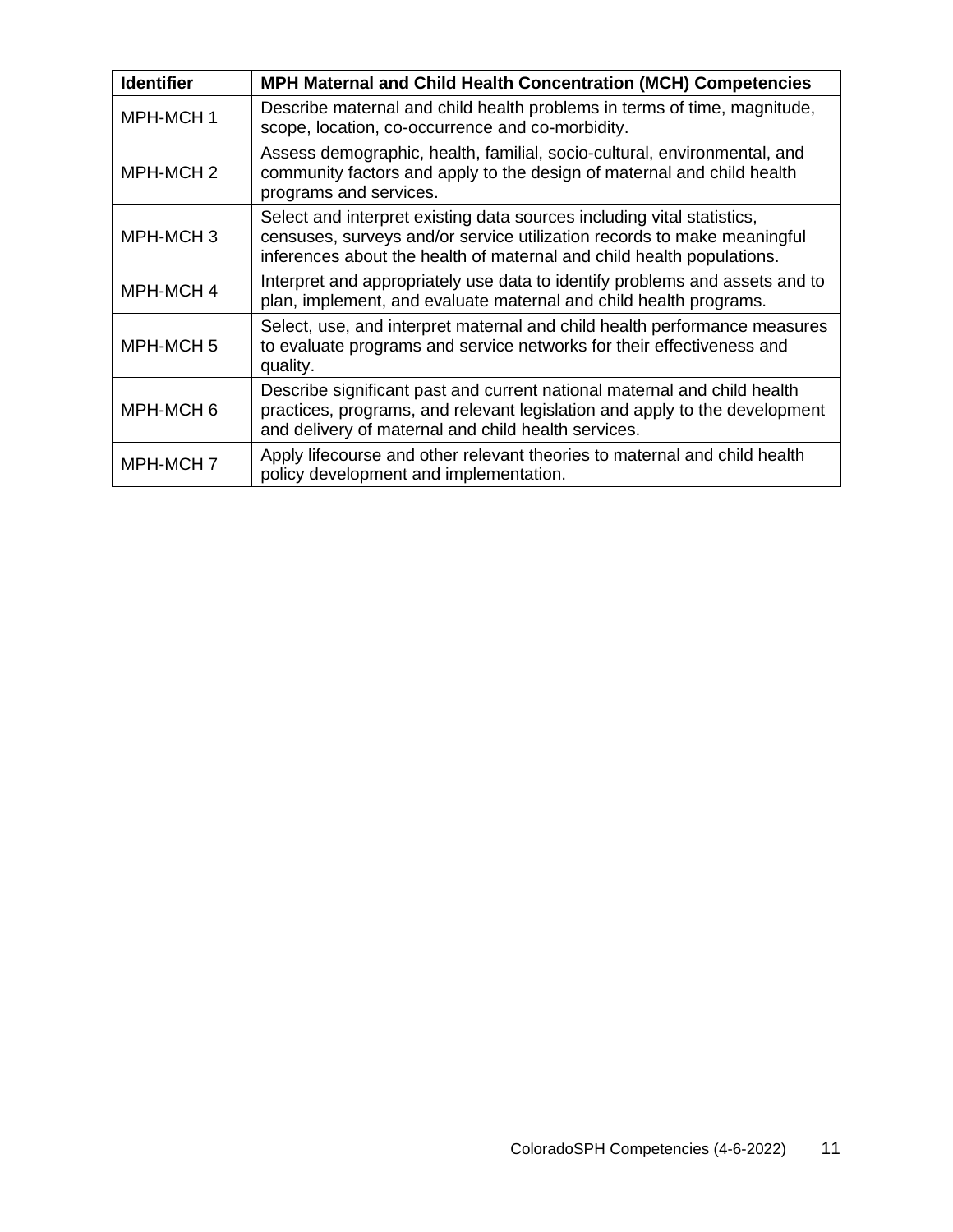| Identifier | MPH Maternal and Child Health Concentration (MCH) Competencies |
|---|---|
| MPH-MCH 1 | Describe maternal and child health problems in terms of time, magnitude, scope, location, co-occurrence and co-morbidity. |
| MPH-MCH 2 | Assess demographic, health, familial, socio-cultural, environmental, and community factors and apply to the design of maternal and child health programs and services. |
| MPH-MCH 3 | Select and interpret existing data sources including vital statistics, censuses, surveys and/or service utilization records to make meaningful inferences about the health of maternal and child health populations. |
| MPH-MCH 4 | Interpret and appropriately use data to identify problems and assets and to plan, implement, and evaluate maternal and child health programs. |
| MPH-MCH 5 | Select, use, and interpret maternal and child health performance measures to evaluate programs and service networks for their effectiveness and quality. |
| MPH-MCH 6 | Describe significant past and current national maternal and child health practices, programs, and relevant legislation and apply to the development and delivery of maternal and child health services. |
| MPH-MCH 7 | Apply lifecourse and other relevant theories to maternal and child health policy development and implementation. |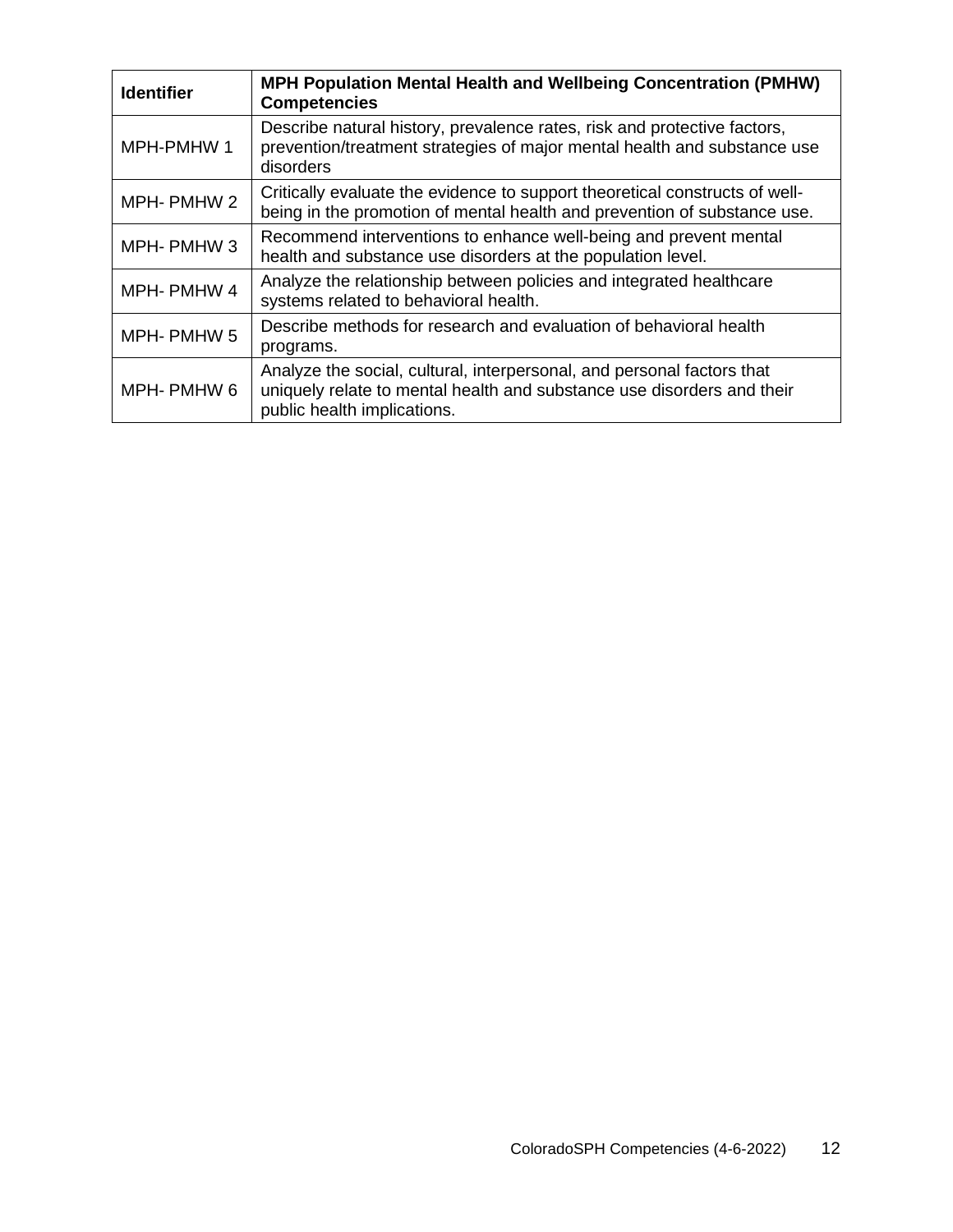| Identifier | MPH Population Mental Health and Wellbeing Concentration (PMHW) Competencies |
|---|---|
| MPH-PMHW 1 | Describe natural history, prevalence rates, risk and protective factors, prevention/treatment strategies of major mental health and substance use disorders |
| MPH- PMHW 2 | Critically evaluate the evidence to support theoretical constructs of well-being in the promotion of mental health and prevention of substance use. |
| MPH- PMHW 3 | Recommend interventions to enhance well-being and prevent mental health and substance use disorders at the population level. |
| MPH- PMHW 4 | Analyze the relationship between policies and integrated healthcare systems related to behavioral health. |
| MPH- PMHW 5 | Describe methods for research and evaluation of behavioral health programs. |
| MPH- PMHW 6 | Analyze the social, cultural, interpersonal, and personal factors that uniquely relate to mental health and substance use disorders and their public health implications. |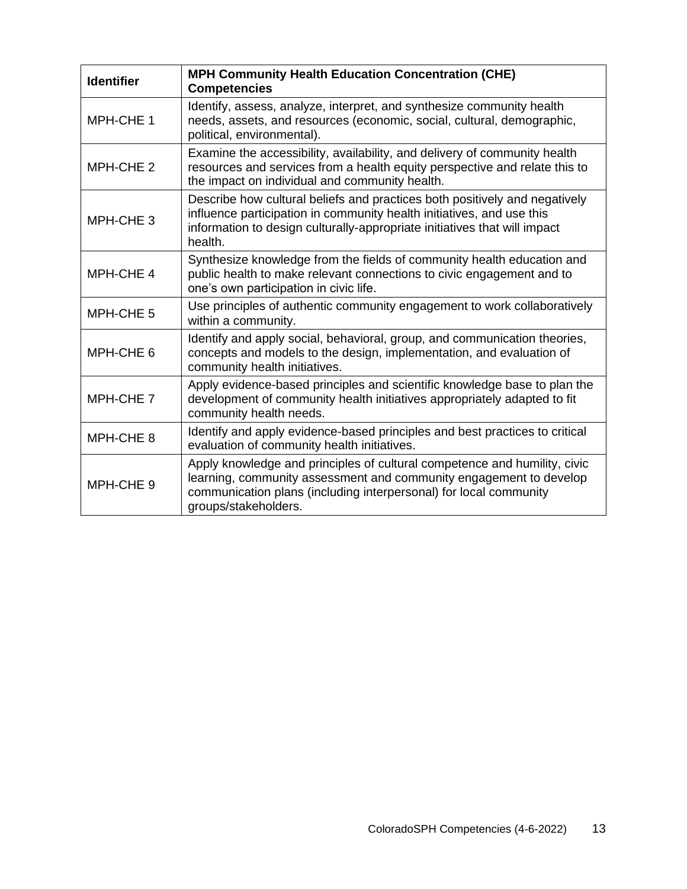| Identifier | MPH Community Health Education Concentration (CHE) Competencies |
|---|---|
| MPH-CHE 1 | Identify, assess, analyze, interpret, and synthesize community health needs, assets, and resources (economic, social, cultural, demographic, political, environmental). |
| MPH-CHE 2 | Examine the accessibility, availability, and delivery of community health resources and services from a health equity perspective and relate this to the impact on individual and community health. |
| MPH-CHE 3 | Describe how cultural beliefs and practices both positively and negatively influence participation in community health initiatives, and use this information to design culturally-appropriate initiatives that will impact health. |
| MPH-CHE 4 | Synthesize knowledge from the fields of community health education and public health to make relevant connections to civic engagement and to one's own participation in civic life. |
| MPH-CHE 5 | Use principles of authentic community engagement to work collaboratively within a community. |
| MPH-CHE 6 | Identify and apply social, behavioral, group, and communication theories, concepts and models to the design, implementation, and evaluation of community health initiatives. |
| MPH-CHE 7 | Apply evidence-based principles and scientific knowledge base to plan the development of community health initiatives appropriately adapted to fit community health needs. |
| MPH-CHE 8 | Identify and apply evidence-based principles and best practices to critical evaluation of community health initiatives. |
| MPH-CHE 9 | Apply knowledge and principles of cultural competence and humility, civic learning, community assessment and community engagement to develop communication plans (including interpersonal) for local community groups/stakeholders. |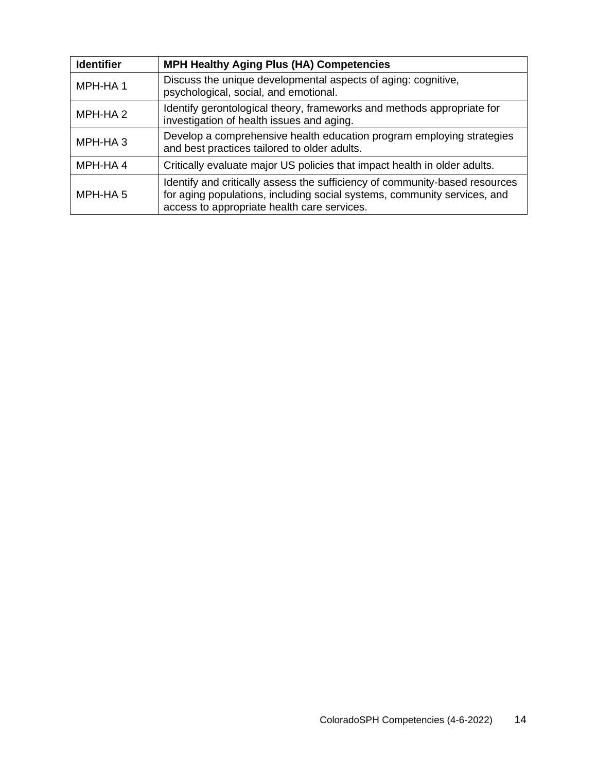| Identifier | MPH Healthy Aging Plus (HA) Competencies |
|---|---|
| MPH-HA 1 | Discuss the unique developmental aspects of aging: cognitive, psychological, social, and emotional. |
| MPH-HA 2 | Identify gerontological theory, frameworks and methods appropriate for investigation of health issues and aging. |
| MPH-HA 3 | Develop a comprehensive health education program employing strategies and best practices tailored to older adults. |
| MPH-HA 4 | Critically evaluate major US policies that impact health in older adults. |
| MPH-HA 5 | Identify and critically assess the sufficiency of community-based resources for aging populations, including social systems, community services, and access to appropriate health care services. |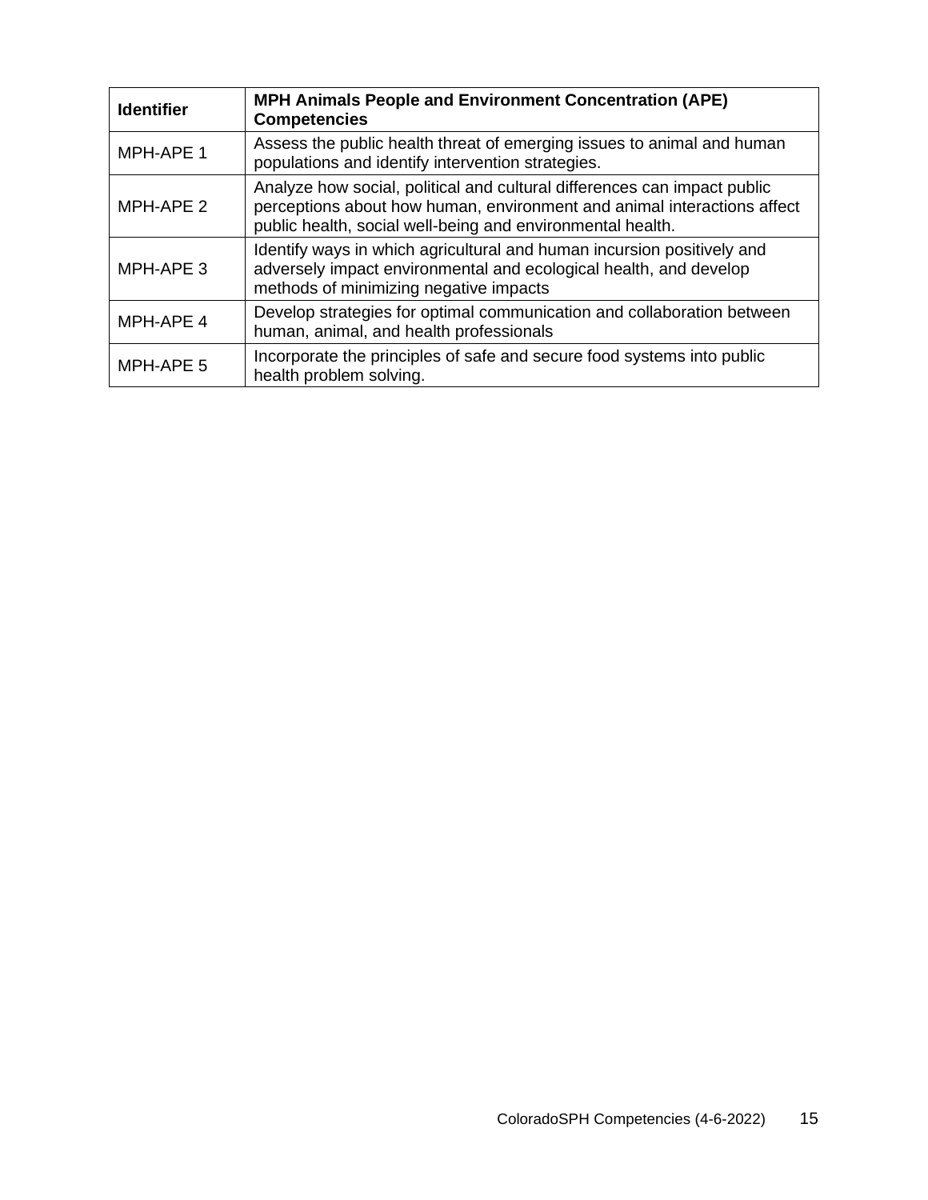| Identifier | MPH Animals People and Environment Concentration (APE) Competencies |
| --- | --- |
| MPH-APE 1 | Assess the public health threat of emerging issues to animal and human populations and identify intervention strategies. |
| MPH-APE 2 | Analyze how social, political and cultural differences can impact public perceptions about how human, environment and animal interactions affect public health, social well-being and environmental health. |
| MPH-APE 3 | Identify ways in which agricultural and human incursion positively and adversely impact environmental and ecological health, and develop methods of minimizing negative impacts |
| MPH-APE 4 | Develop strategies for optimal communication and collaboration between human, animal, and health professionals |
| MPH-APE 5 | Incorporate the principles of safe and secure food systems into public health problem solving. |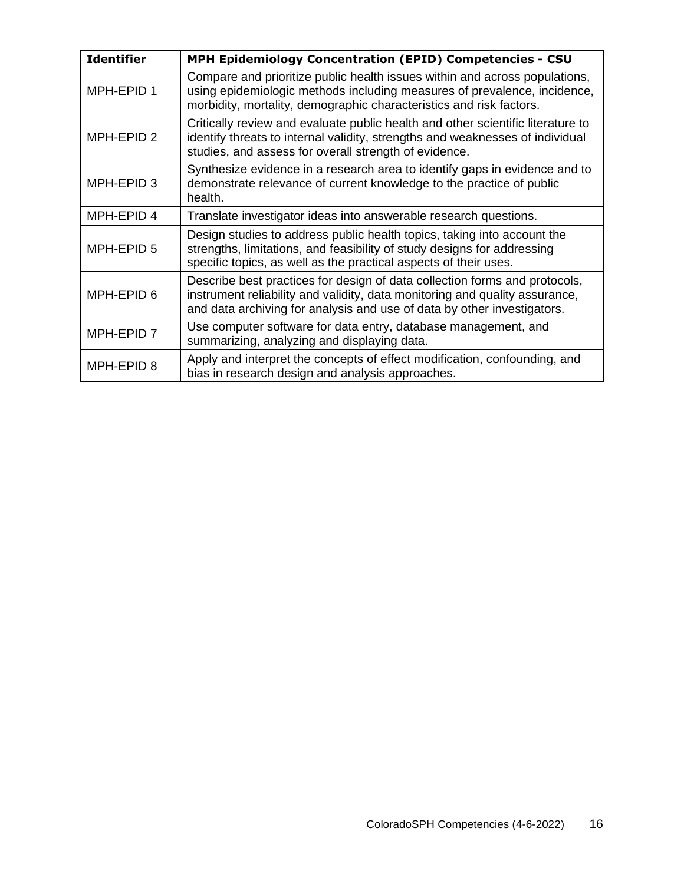| Identifier | MPH Epidemiology Concentration (EPID) Competencies - CSU |
|---|---|
| MPH-EPID 1 | Compare and prioritize public health issues within and across populations, using epidemiologic methods including measures of prevalence, incidence, morbidity, mortality, demographic characteristics and risk factors. |
| MPH-EPID 2 | Critically review and evaluate public health and other scientific literature to identify threats to internal validity, strengths and weaknesses of individual studies, and assess for overall strength of evidence. |
| MPH-EPID 3 | Synthesize evidence in a research area to identify gaps in evidence and to demonstrate relevance of current knowledge to the practice of public health. |
| MPH-EPID 4 | Translate investigator ideas into answerable research questions. |
| MPH-EPID 5 | Design studies to address public health topics, taking into account the strengths, limitations, and feasibility of study designs for addressing specific topics, as well as the practical aspects of their uses. |
| MPH-EPID 6 | Describe best practices for design of data collection forms and protocols, instrument reliability and validity, data monitoring and quality assurance, and data archiving for analysis and use of data by other investigators. |
| MPH-EPID 7 | Use computer software for data entry, database management, and summarizing, analyzing and displaying data. |
| MPH-EPID 8 | Apply and interpret the concepts of effect modification, confounding, and bias in research design and analysis approaches. |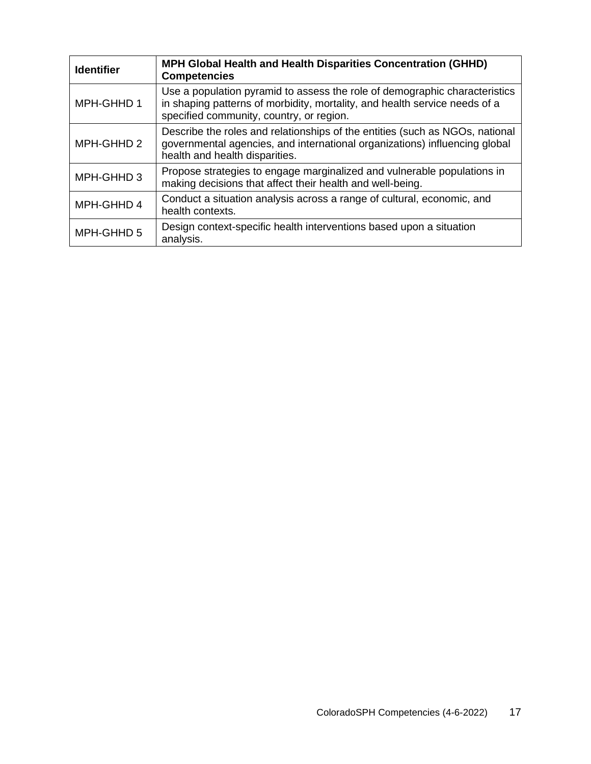| Identifier | MPH Global Health and Health Disparities Concentration (GHHD) Competencies |
|---|---|
| MPH-GHHD 1 | Use a population pyramid to assess the role of demographic characteristics in shaping patterns of morbidity, mortality, and health service needs of a specified community, country, or region. |
| MPH-GHHD 2 | Describe the roles and relationships of the entities (such as NGOs, national governmental agencies, and international organizations) influencing global health and health disparities. |
| MPH-GHHD 3 | Propose strategies to engage marginalized and vulnerable populations in making decisions that affect their health and well-being. |
| MPH-GHHD 4 | Conduct a situation analysis across a range of cultural, economic, and health contexts. |
| MPH-GHHD 5 | Design context-specific health interventions based upon a situation analysis. |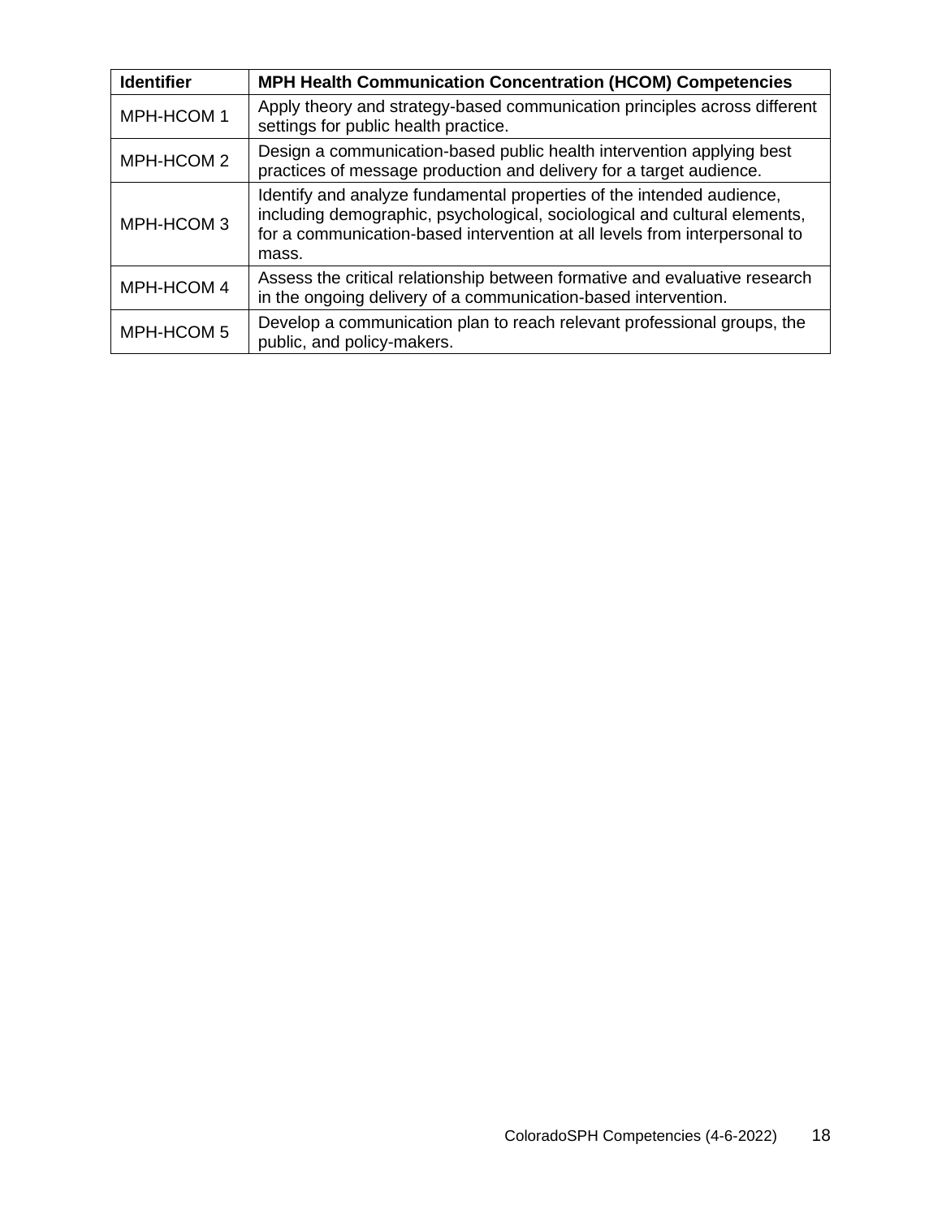| Identifier | MPH Health Communication Concentration (HCOM) Competencies |
| --- | --- |
| MPH-HCOM 1 | Apply theory and strategy-based communication principles across different settings for public health practice. |
| MPH-HCOM 2 | Design a communication-based public health intervention applying best practices of message production and delivery for a target audience. |
| MPH-HCOM 3 | Identify and analyze fundamental properties of the intended audience, including demographic, psychological, sociological and cultural elements, for a communication-based intervention at all levels from interpersonal to mass. |
| MPH-HCOM 4 | Assess the critical relationship between formative and evaluative research in the ongoing delivery of a communication-based intervention. |
| MPH-HCOM 5 | Develop a communication plan to reach relevant professional groups, the public, and policy-makers. |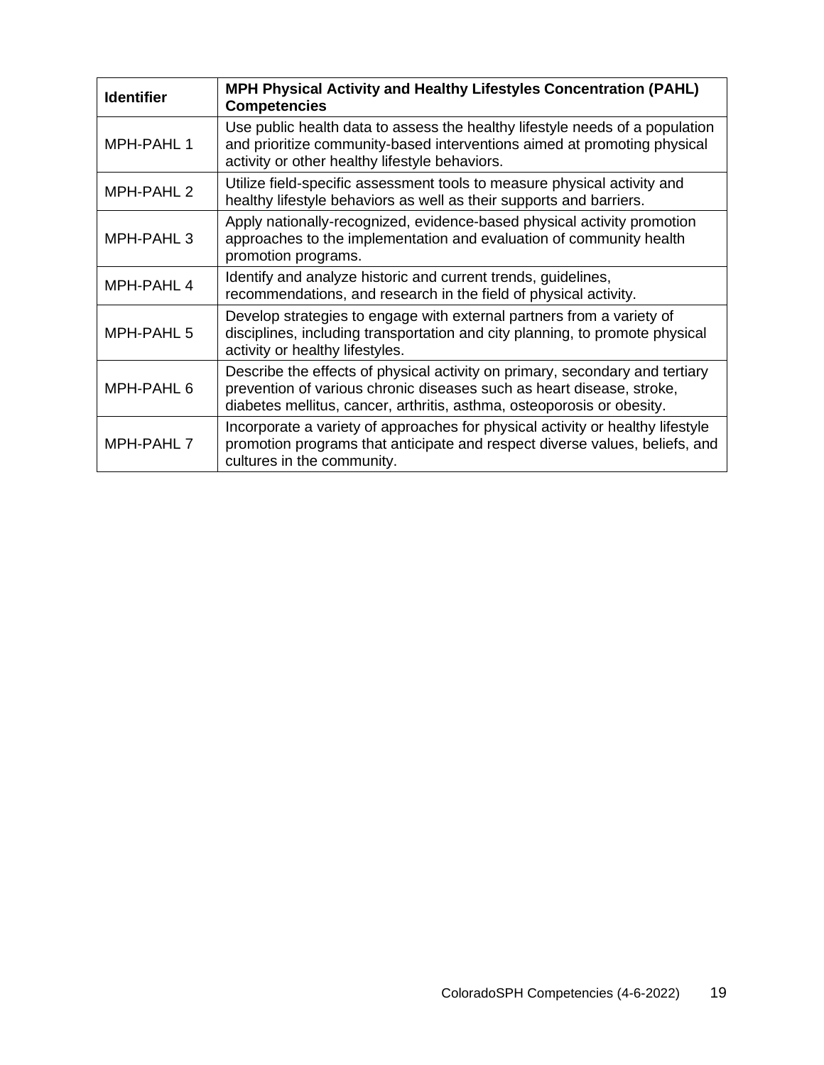| Identifier | MPH Physical Activity and Healthy Lifestyles Concentration (PAHL) Competencies |
|---|---|
| MPH-PAHL 1 | Use public health data to assess the healthy lifestyle needs of a population and prioritize community-based interventions aimed at promoting physical activity or other healthy lifestyle behaviors. |
| MPH-PAHL 2 | Utilize field-specific assessment tools to measure physical activity and healthy lifestyle behaviors as well as their supports and barriers. |
| MPH-PAHL 3 | Apply nationally-recognized, evidence-based physical activity promotion approaches to the implementation and evaluation of community health promotion programs. |
| MPH-PAHL 4 | Identify and analyze historic and current trends, guidelines, recommendations, and research in the field of physical activity. |
| MPH-PAHL 5 | Develop strategies to engage with external partners from a variety of disciplines, including transportation and city planning, to promote physical activity or healthy lifestyles. |
| MPH-PAHL 6 | Describe the effects of physical activity on primary, secondary and tertiary prevention of various chronic diseases such as heart disease, stroke, diabetes mellitus, cancer, arthritis, asthma, osteoporosis or obesity. |
| MPH-PAHL 7 | Incorporate a variety of approaches for physical activity or healthy lifestyle promotion programs that anticipate and respect diverse values, beliefs, and cultures in the community. |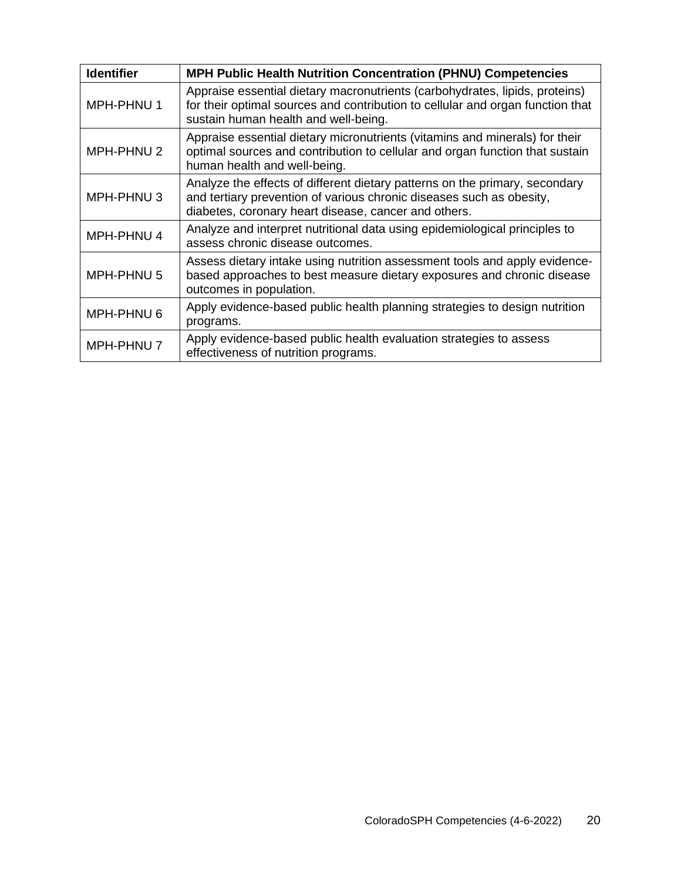| Identifier | MPH Public Health Nutrition Concentration (PHNU) Competencies |
| --- | --- |
| MPH-PHNU 1 | Appraise essential dietary macronutrients (carbohydrates, lipids, proteins) for their optimal sources and contribution to cellular and organ function that sustain human health and well-being. |
| MPH-PHNU 2 | Appraise essential dietary micronutrients (vitamins and minerals) for their optimal sources and contribution to cellular and organ function that sustain human health and well-being. |
| MPH-PHNU 3 | Analyze the effects of different dietary patterns on the primary, secondary and tertiary prevention of various chronic diseases such as obesity, diabetes, coronary heart disease, cancer and others. |
| MPH-PHNU 4 | Analyze and interpret nutritional data using epidemiological principles to assess chronic disease outcomes. |
| MPH-PHNU 5 | Assess dietary intake using nutrition assessment tools and apply evidence-based approaches to best measure dietary exposures and chronic disease outcomes in population. |
| MPH-PHNU 6 | Apply evidence-based public health planning strategies to design nutrition programs. |
| MPH-PHNU 7 | Apply evidence-based public health evaluation strategies to assess effectiveness of nutrition programs. |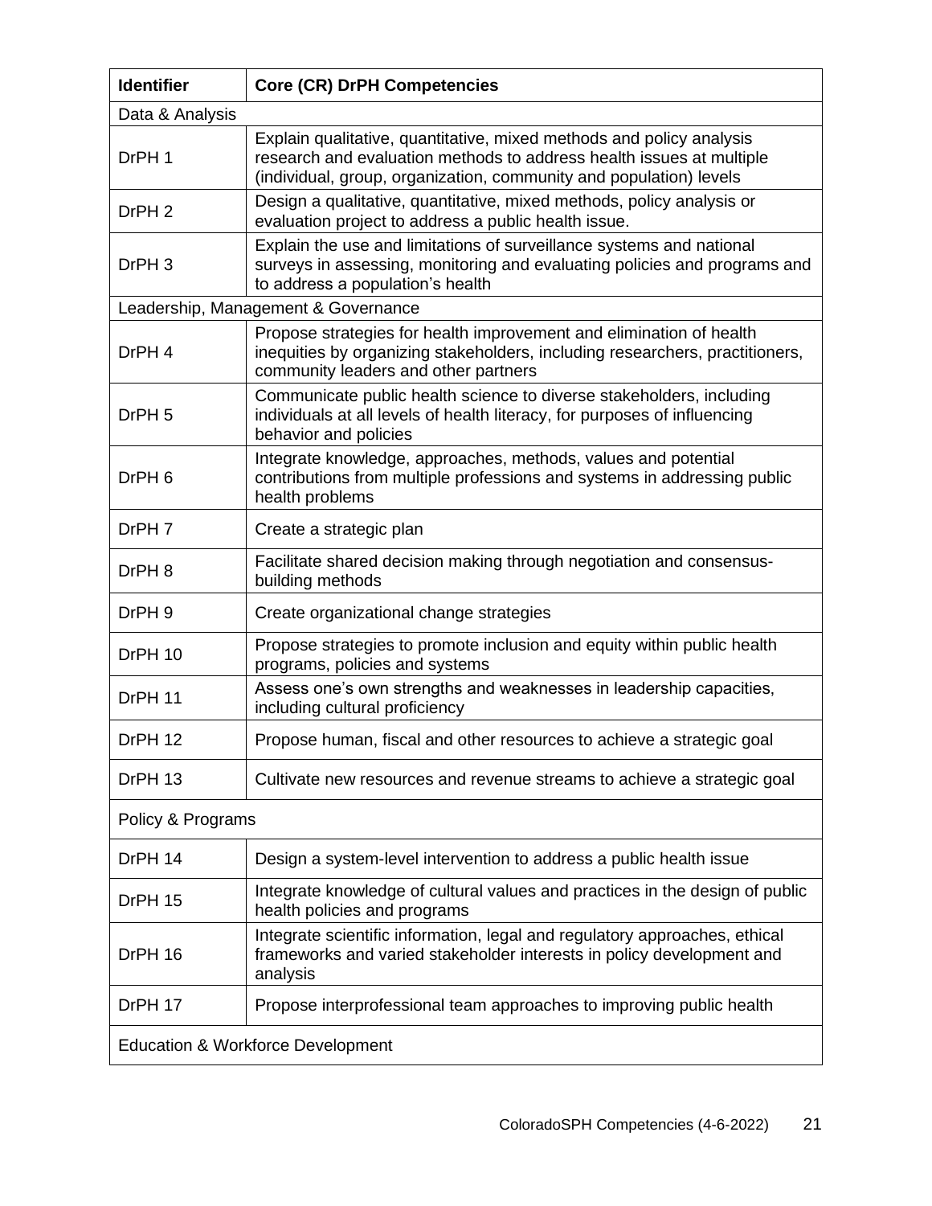| Identifier | Core (CR) DrPH Competencies |
|---|---|
| Data & Analysis | |
| DrPH 1 | Explain qualitative, quantitative, mixed methods and policy analysis research and evaluation methods to address health issues at multiple (individual, group, organization, community and population) levels |
| DrPH 2 | Design a qualitative, quantitative, mixed methods, policy analysis or evaluation project to address a public health issue. |
| DrPH 3 | Explain the use and limitations of surveillance systems and national surveys in assessing, monitoring and evaluating policies and programs and to address a population's health |
| Leadership, Management & Governance | |
| DrPH 4 | Propose strategies for health improvement and elimination of health inequities by organizing stakeholders, including researchers, practitioners, community leaders and other partners |
| DrPH 5 | Communicate public health science to diverse stakeholders, including individuals at all levels of health literacy, for purposes of influencing behavior and policies |
| DrPH 6 | Integrate knowledge, approaches, methods, values and potential contributions from multiple professions and systems in addressing public health problems |
| DrPH 7 | Create a strategic plan |
| DrPH 8 | Facilitate shared decision making through negotiation and consensus-building methods |
| DrPH 9 | Create organizational change strategies |
| DrPH 10 | Propose strategies to promote inclusion and equity within public health programs, policies and systems |
| DrPH 11 | Assess one's own strengths and weaknesses in leadership capacities, including cultural proficiency |
| DrPH 12 | Propose human, fiscal and other resources to achieve a strategic goal |
| DrPH 13 | Cultivate new resources and revenue streams to achieve a strategic goal |
| Policy & Programs | |
| DrPH 14 | Design a system-level intervention to address a public health issue |
| DrPH 15 | Integrate knowledge of cultural values and practices in the design of public health policies and programs |
| DrPH 16 | Integrate scientific information, legal and regulatory approaches, ethical frameworks and varied stakeholder interests in policy development and analysis |
| DrPH 17 | Propose interprofessional team approaches to improving public health |
| Education & Workforce Development | |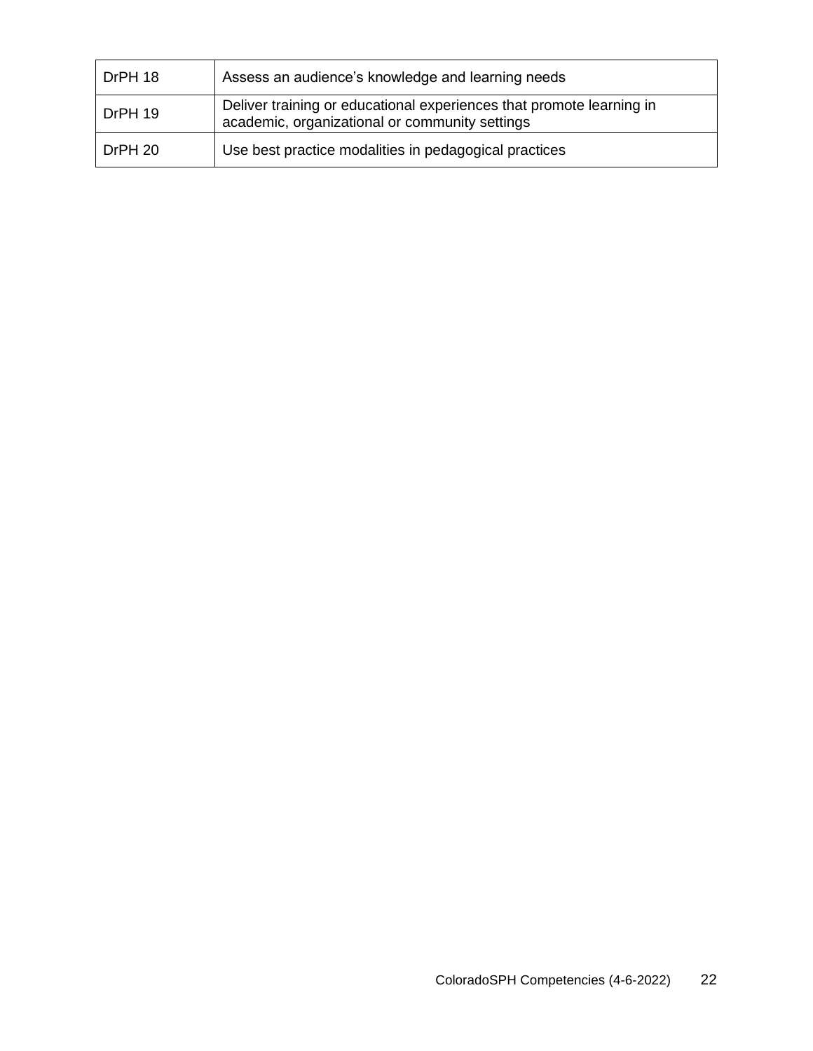| | |
|---|---|
| DrPH 18 | Assess an audience's knowledge and learning needs |
| DrPH 19 | Deliver training or educational experiences that promote learning in academic, organizational or community settings |
| DrPH 20 | Use best practice modalities in pedagogical practices |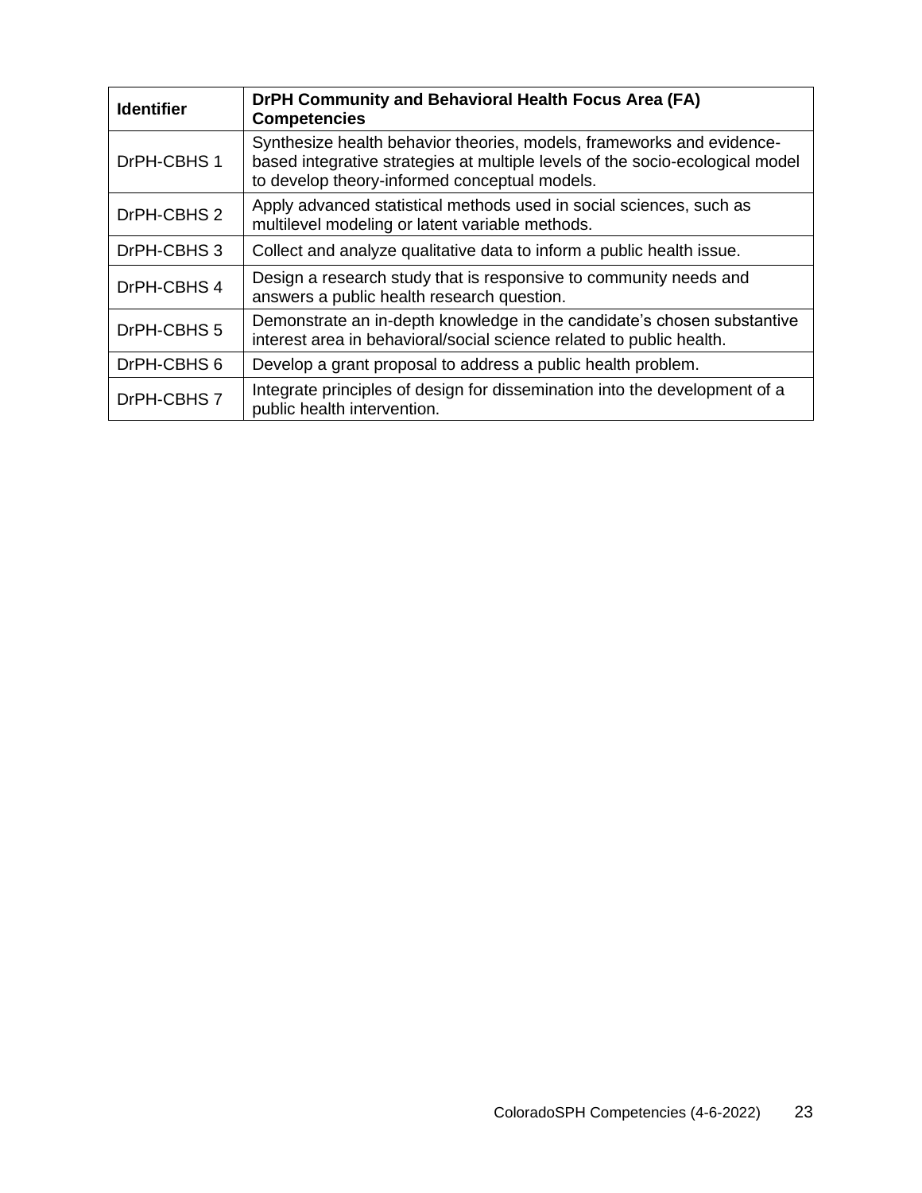| Identifier | DrPH Community and Behavioral Health Focus Area (FA) Competencies |
| --- | --- |
| DrPH-CBHS 1 | Synthesize health behavior theories, models, frameworks and evidence-based integrative strategies at multiple levels of the socio-ecological model to develop theory-informed conceptual models. |
| DrPH-CBHS 2 | Apply advanced statistical methods used in social sciences, such as multilevel modeling or latent variable methods. |
| DrPH-CBHS 3 | Collect and analyze qualitative data to inform a public health issue. |
| DrPH-CBHS 4 | Design a research study that is responsive to community needs and answers a public health research question. |
| DrPH-CBHS 5 | Demonstrate an in-depth knowledge in the candidate's chosen substantive interest area in behavioral/social science related to public health. |
| DrPH-CBHS 6 | Develop a grant proposal to address a public health problem. |
| DrPH-CBHS 7 | Integrate principles of design for dissemination into the development of a public health intervention. |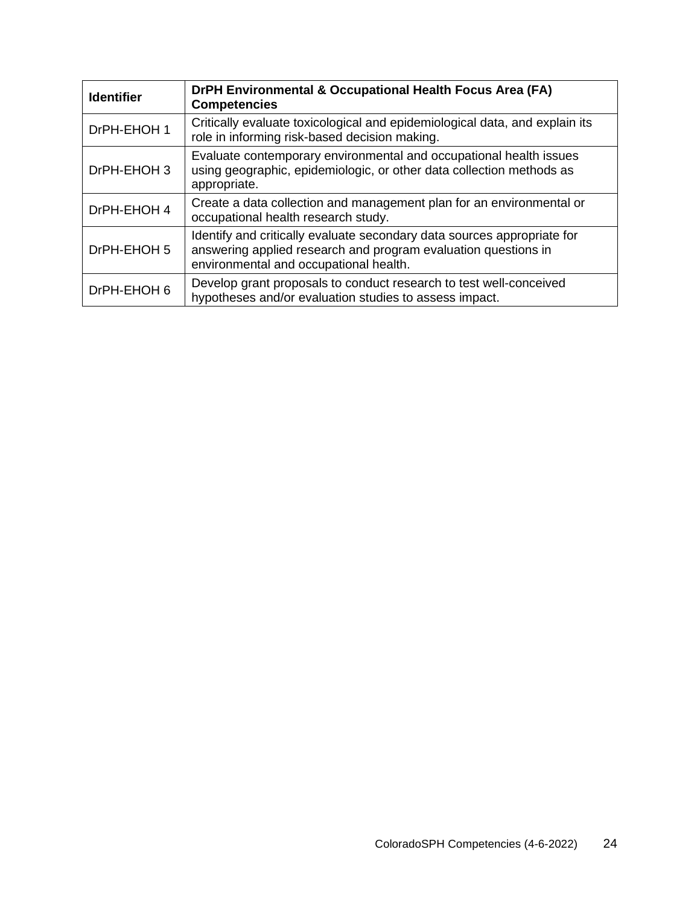| Identifier | DrPH Environmental & Occupational Health Focus Area (FA) Competencies |
|---|---|
| DrPH-EHOH 1 | Critically evaluate toxicological and epidemiological data, and explain its role in informing risk-based decision making. |
| DrPH-EHOH 3 | Evaluate contemporary environmental and occupational health issues using geographic, epidemiologic, or other data collection methods as appropriate. |
| DrPH-EHOH 4 | Create a data collection and management plan for an environmental or occupational health research study. |
| DrPH-EHOH 5 | Identify and critically evaluate secondary data sources appropriate for answering applied research and program evaluation questions in environmental and occupational health. |
| DrPH-EHOH 6 | Develop grant proposals to conduct research to test well-conceived hypotheses and/or evaluation studies to assess impact. |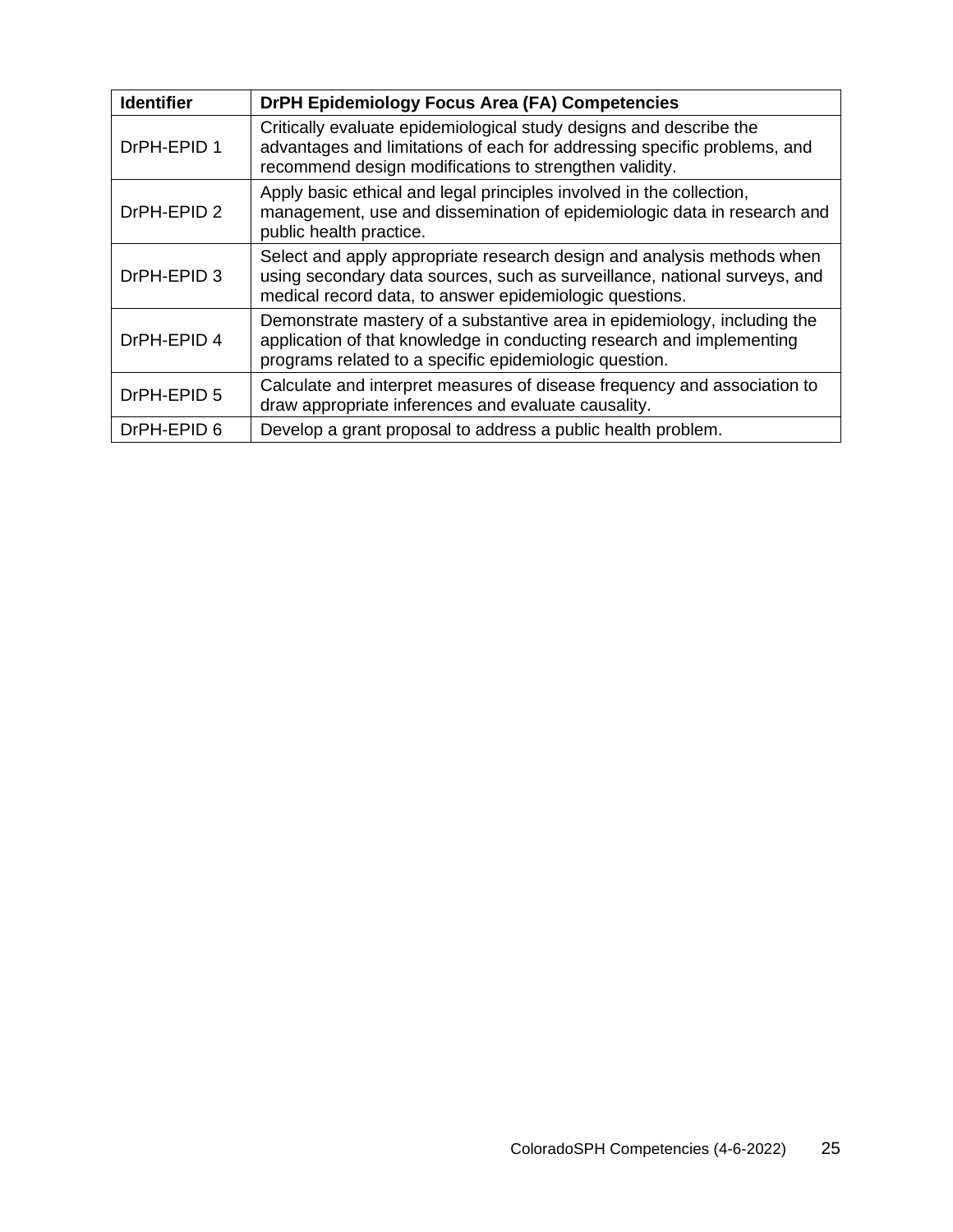| Identifier | DrPH Epidemiology Focus Area (FA) Competencies |
|---|---|
| DrPH-EPID 1 | Critically evaluate epidemiological study designs and describe the advantages and limitations of each for addressing specific problems, and recommend design modifications to strengthen validity. |
| DrPH-EPID 2 | Apply basic ethical and legal principles involved in the collection, management, use and dissemination of epidemiologic data in research and public health practice. |
| DrPH-EPID 3 | Select and apply appropriate research design and analysis methods when using secondary data sources, such as surveillance, national surveys, and medical record data, to answer epidemiologic questions. |
| DrPH-EPID 4 | Demonstrate mastery of a substantive area in epidemiology, including the application of that knowledge in conducting research and implementing programs related to a specific epidemiologic question. |
| DrPH-EPID 5 | Calculate and interpret measures of disease frequency and association to draw appropriate inferences and evaluate causality. |
| DrPH-EPID 6 | Develop a grant proposal to address a public health problem. |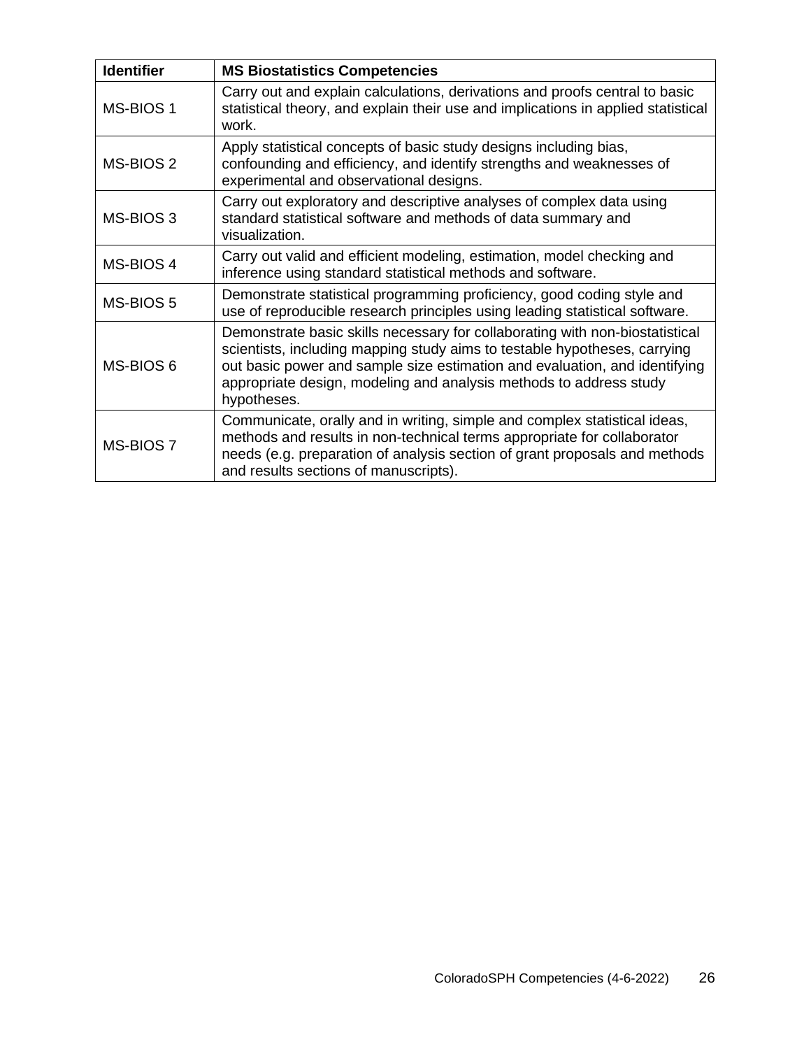| Identifier | MS Biostatistics Competencies |
| --- | --- |
| MS-BIOS 1 | Carry out and explain calculations, derivations and proofs central to basic statistical theory, and explain their use and implications in applied statistical work. |
| MS-BIOS 2 | Apply statistical concepts of basic study designs including bias, confounding and efficiency, and identify strengths and weaknesses of experimental and observational designs. |
| MS-BIOS 3 | Carry out exploratory and descriptive analyses of complex data using standard statistical software and methods of data summary and visualization. |
| MS-BIOS 4 | Carry out valid and efficient modeling, estimation, model checking and inference using standard statistical methods and software. |
| MS-BIOS 5 | Demonstrate statistical programming proficiency, good coding style and use of reproducible research principles using leading statistical software. |
| MS-BIOS 6 | Demonstrate basic skills necessary for collaborating with non-biostatistical scientists, including mapping study aims to testable hypotheses, carrying out basic power and sample size estimation and evaluation, and identifying appropriate design, modeling and analysis methods to address study hypotheses. |
| MS-BIOS 7 | Communicate, orally and in writing, simple and complex statistical ideas, methods and results in non-technical terms appropriate for collaborator needs (e.g. preparation of analysis section of grant proposals and methods and results sections of manuscripts). |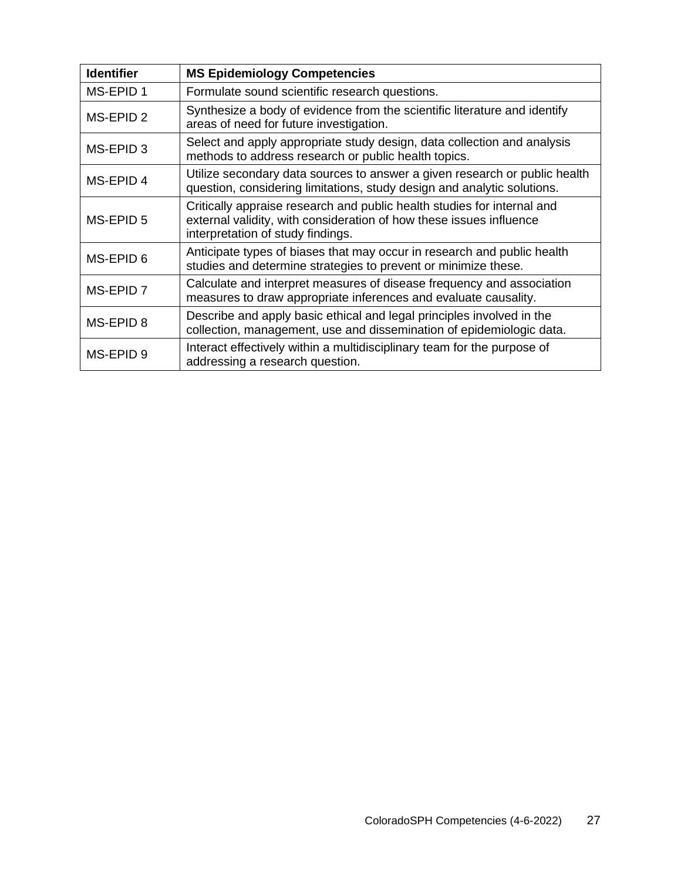| Identifier | MS Epidemiology Competencies |
|---|---|
| MS-EPID 1 | Formulate sound scientific research questions. |
| MS-EPID 2 | Synthesize a body of evidence from the scientific literature and identify areas of need for future investigation. |
| MS-EPID 3 | Select and apply appropriate study design, data collection and analysis methods to address research or public health topics. |
| MS-EPID 4 | Utilize secondary data sources to answer a given research or public health question, considering limitations, study design and analytic solutions. |
| MS-EPID 5 | Critically appraise research and public health studies for internal and external validity, with consideration of how these issues influence interpretation of study findings. |
| MS-EPID 6 | Anticipate types of biases that may occur in research and public health studies and determine strategies to prevent or minimize these. |
| MS-EPID 7 | Calculate and interpret measures of disease frequency and association measures to draw appropriate inferences and evaluate causality. |
| MS-EPID 8 | Describe and apply basic ethical and legal principles involved in the collection, management, use and dissemination of epidemiologic data. |
| MS-EPID 9 | Interact effectively within a multidisciplinary team for the purpose of addressing a research question. |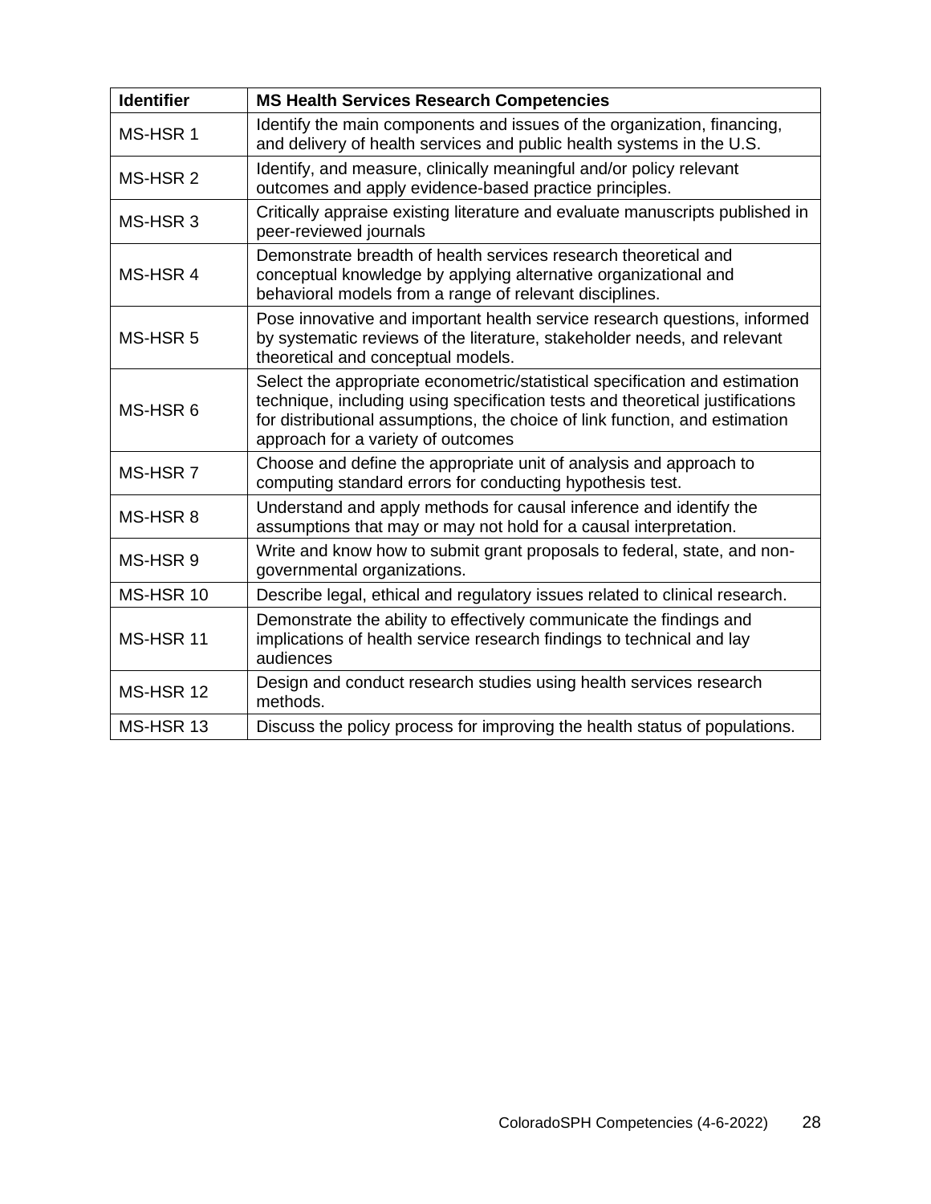| Identifier | MS Health Services Research Competencies |
|---|---|
| MS-HSR 1 | Identify the main components and issues of the organization, financing, and delivery of health services and public health systems in the U.S. |
| MS-HSR 2 | Identify, and measure, clinically meaningful and/or policy relevant outcomes and apply evidence-based practice principles. |
| MS-HSR 3 | Critically appraise existing literature and evaluate manuscripts published in peer-reviewed journals |
| MS-HSR 4 | Demonstrate breadth of health services research theoretical and conceptual knowledge by applying alternative organizational and behavioral models from a range of relevant disciplines. |
| MS-HSR 5 | Pose innovative and important health service research questions, informed by systematic reviews of the literature, stakeholder needs, and relevant theoretical and conceptual models. |
| MS-HSR 6 | Select the appropriate econometric/statistical specification and estimation technique, including using specification tests and theoretical justifications for distributional assumptions, the choice of link function, and estimation approach for a variety of outcomes |
| MS-HSR 7 | Choose and define the appropriate unit of analysis and approach to computing standard errors for conducting hypothesis test. |
| MS-HSR 8 | Understand and apply methods for causal inference and identify the assumptions that may or may not hold for a causal interpretation. |
| MS-HSR 9 | Write and know how to submit grant proposals to federal, state, and non-governmental organizations. |
| MS-HSR 10 | Describe legal, ethical and regulatory issues related to clinical research. |
| MS-HSR 11 | Demonstrate the ability to effectively communicate the findings and implications of health service research findings to technical and lay audiences |
| MS-HSR 12 | Design and conduct research studies using health services research methods. |
| MS-HSR 13 | Discuss the policy process for improving the health status of populations. |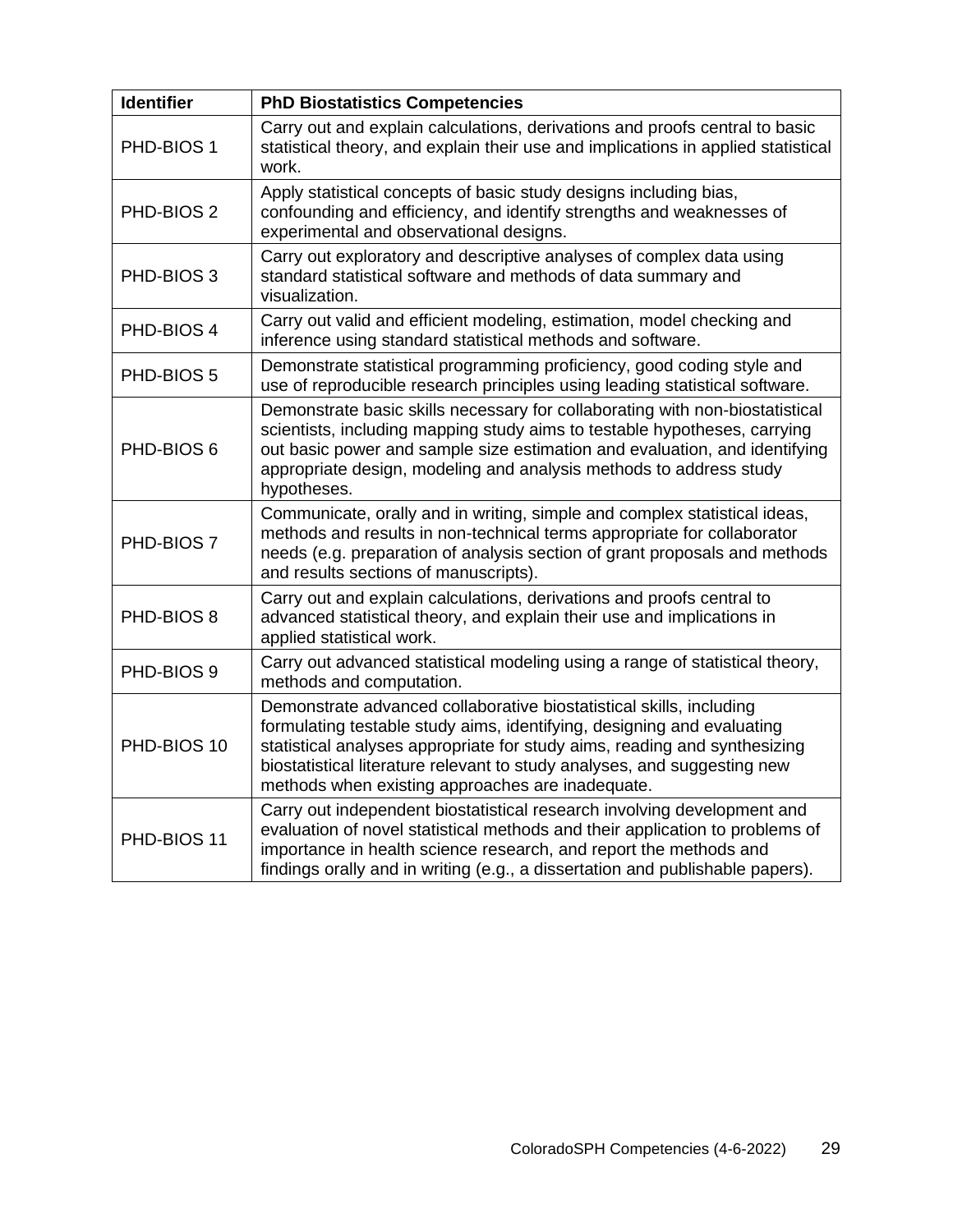| Identifier | PhD Biostatistics Competencies |
|---|---|
| PHD-BIOS 1 | Carry out and explain calculations, derivations and proofs central to basic statistical theory, and explain their use and implications in applied statistical work. |
| PHD-BIOS 2 | Apply statistical concepts of basic study designs including bias, confounding and efficiency, and identify strengths and weaknesses of experimental and observational designs. |
| PHD-BIOS 3 | Carry out exploratory and descriptive analyses of complex data using standard statistical software and methods of data summary and visualization. |
| PHD-BIOS 4 | Carry out valid and efficient modeling, estimation, model checking and inference using standard statistical methods and software. |
| PHD-BIOS 5 | Demonstrate statistical programming proficiency, good coding style and use of reproducible research principles using leading statistical software. |
| PHD-BIOS 6 | Demonstrate basic skills necessary for collaborating with non-biostatistical scientists, including mapping study aims to testable hypotheses, carrying out basic power and sample size estimation and evaluation, and identifying appropriate design, modeling and analysis methods to address study hypotheses. |
| PHD-BIOS 7 | Communicate, orally and in writing, simple and complex statistical ideas, methods and results in non-technical terms appropriate for collaborator needs (e.g. preparation of analysis section of grant proposals and methods and results sections of manuscripts). |
| PHD-BIOS 8 | Carry out and explain calculations, derivations and proofs central to advanced statistical theory, and explain their use and implications in applied statistical work. |
| PHD-BIOS 9 | Carry out advanced statistical modeling using a range of statistical theory, methods and computation. |
| PHD-BIOS 10 | Demonstrate advanced collaborative biostatistical skills, including formulating testable study aims, identifying, designing and evaluating statistical analyses appropriate for study aims, reading and synthesizing biostatistical literature relevant to study analyses, and suggesting new methods when existing approaches are inadequate. |
| PHD-BIOS 11 | Carry out independent biostatistical research involving development and evaluation of novel statistical methods and their application to problems of importance in health science research, and report the methods and findings orally and in writing (e.g., a dissertation and publishable papers). |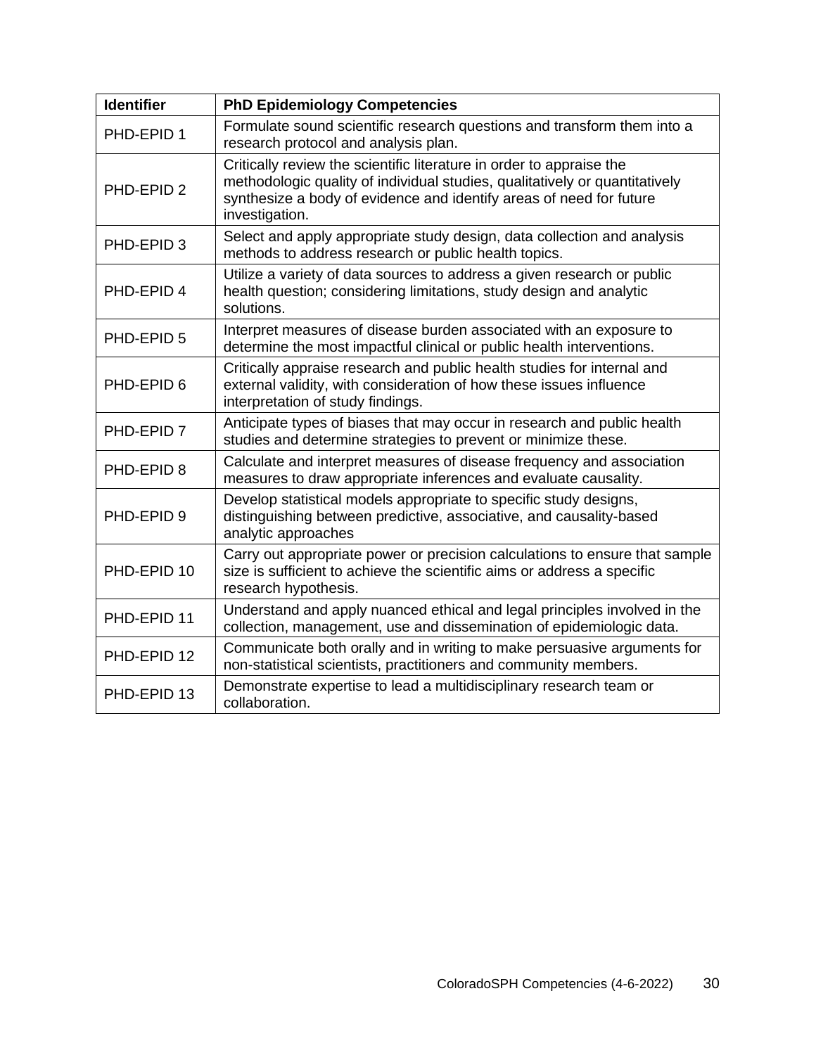| Identifier | PhD Epidemiology Competencies |
|---|---|
| PHD-EPID 1 | Formulate sound scientific research questions and transform them into a research protocol and analysis plan. |
| PHD-EPID 2 | Critically review the scientific literature in order to appraise the methodologic quality of individual studies, qualitatively or quantitatively synthesize a body of evidence and identify areas of need for future investigation. |
| PHD-EPID 3 | Select and apply appropriate study design, data collection and analysis methods to address research or public health topics. |
| PHD-EPID 4 | Utilize a variety of data sources to address a given research or public health question; considering limitations, study design and analytic solutions. |
| PHD-EPID 5 | Interpret measures of disease burden associated with an exposure to determine the most impactful clinical or public health interventions. |
| PHD-EPID 6 | Critically appraise research and public health studies for internal and external validity, with consideration of how these issues influence interpretation of study findings. |
| PHD-EPID 7 | Anticipate types of biases that may occur in research and public health studies and determine strategies to prevent or minimize these. |
| PHD-EPID 8 | Calculate and interpret measures of disease frequency and association measures to draw appropriate inferences and evaluate causality. |
| PHD-EPID 9 | Develop statistical models appropriate to specific study designs, distinguishing between predictive, associative, and causality-based analytic approaches |
| PHD-EPID 10 | Carry out appropriate power or precision calculations to ensure that sample size is sufficient to achieve the scientific aims or address a specific research hypothesis. |
| PHD-EPID 11 | Understand and apply nuanced ethical and legal principles involved in the collection, management, use and dissemination of epidemiologic data. |
| PHD-EPID 12 | Communicate both orally and in writing to make persuasive arguments for non-statistical scientists, practitioners and community members. |
| PHD-EPID 13 | Demonstrate expertise to lead a multidisciplinary research team or collaboration. |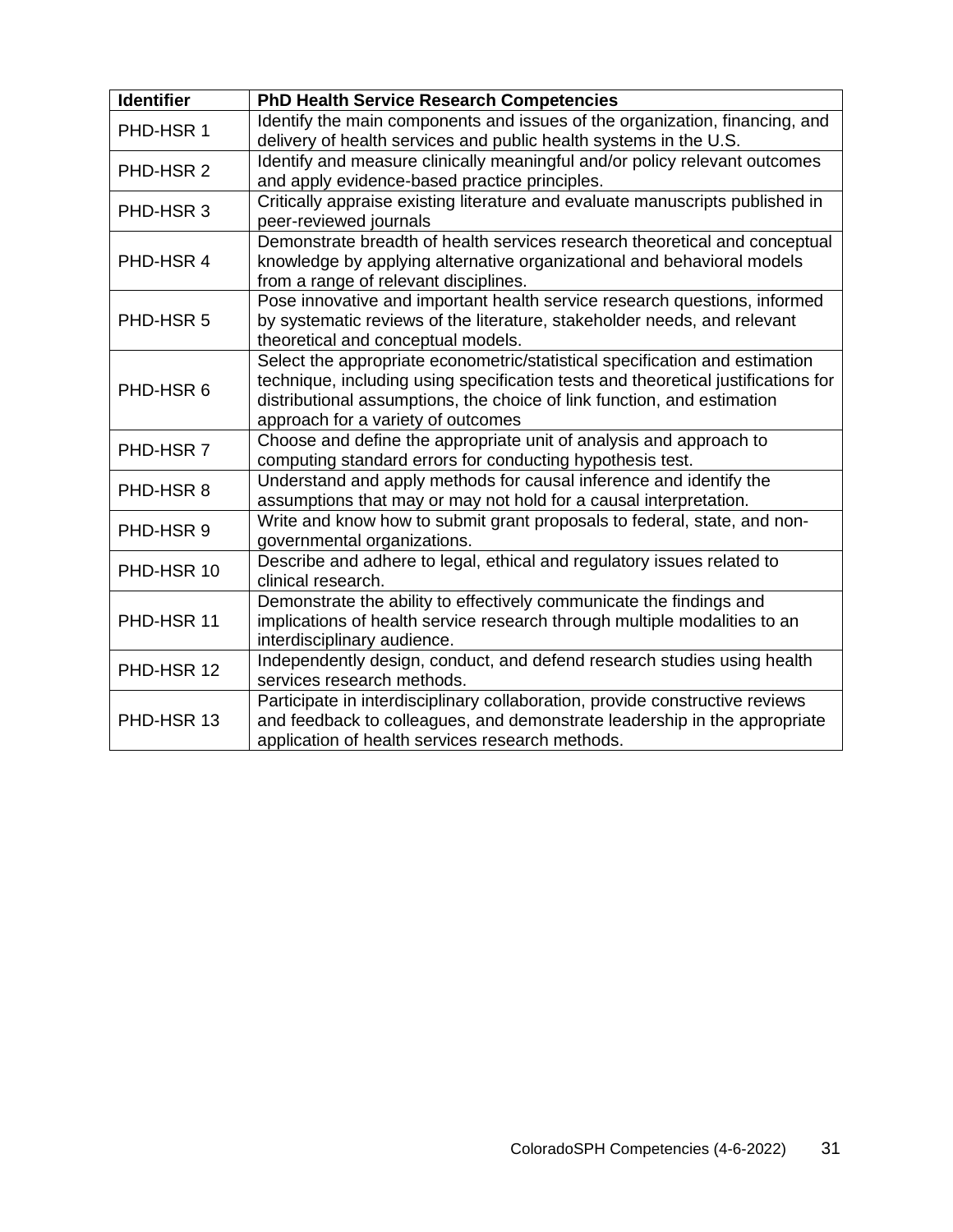| Identifier | PhD Health Service Research Competencies |
| --- | --- |
| PHD-HSR 1 | Identify the main components and issues of the organization, financing, and delivery of health services and public health systems in the U.S. |
| PHD-HSR 2 | Identify and measure clinically meaningful and/or policy relevant outcomes and apply evidence-based practice principles. |
| PHD-HSR 3 | Critically appraise existing literature and evaluate manuscripts published in peer-reviewed journals |
| PHD-HSR 4 | Demonstrate breadth of health services research theoretical and conceptual knowledge by applying alternative organizational and behavioral models from a range of relevant disciplines. |
| PHD-HSR 5 | Pose innovative and important health service research questions, informed by systematic reviews of the literature, stakeholder needs, and relevant theoretical and conceptual models. |
| PHD-HSR 6 | Select the appropriate econometric/statistical specification and estimation technique, including using specification tests and theoretical justifications for distributional assumptions, the choice of link function, and estimation approach for a variety of outcomes |
| PHD-HSR 7 | Choose and define the appropriate unit of analysis and approach to computing standard errors for conducting hypothesis test. |
| PHD-HSR 8 | Understand and apply methods for causal inference and identify the assumptions that may or may not hold for a causal interpretation. |
| PHD-HSR 9 | Write and know how to submit grant proposals to federal, state, and non-governmental organizations. |
| PHD-HSR 10 | Describe and adhere to legal, ethical and regulatory issues related to clinical research. |
| PHD-HSR 11 | Demonstrate the ability to effectively communicate the findings and implications of health service research through multiple modalities to an interdisciplinary audience. |
| PHD-HSR 12 | Independently design, conduct, and defend research studies using health services research methods. |
| PHD-HSR 13 | Participate in interdisciplinary collaboration, provide constructive reviews and feedback to colleagues, and demonstrate leadership in the appropriate application of health services research methods. |